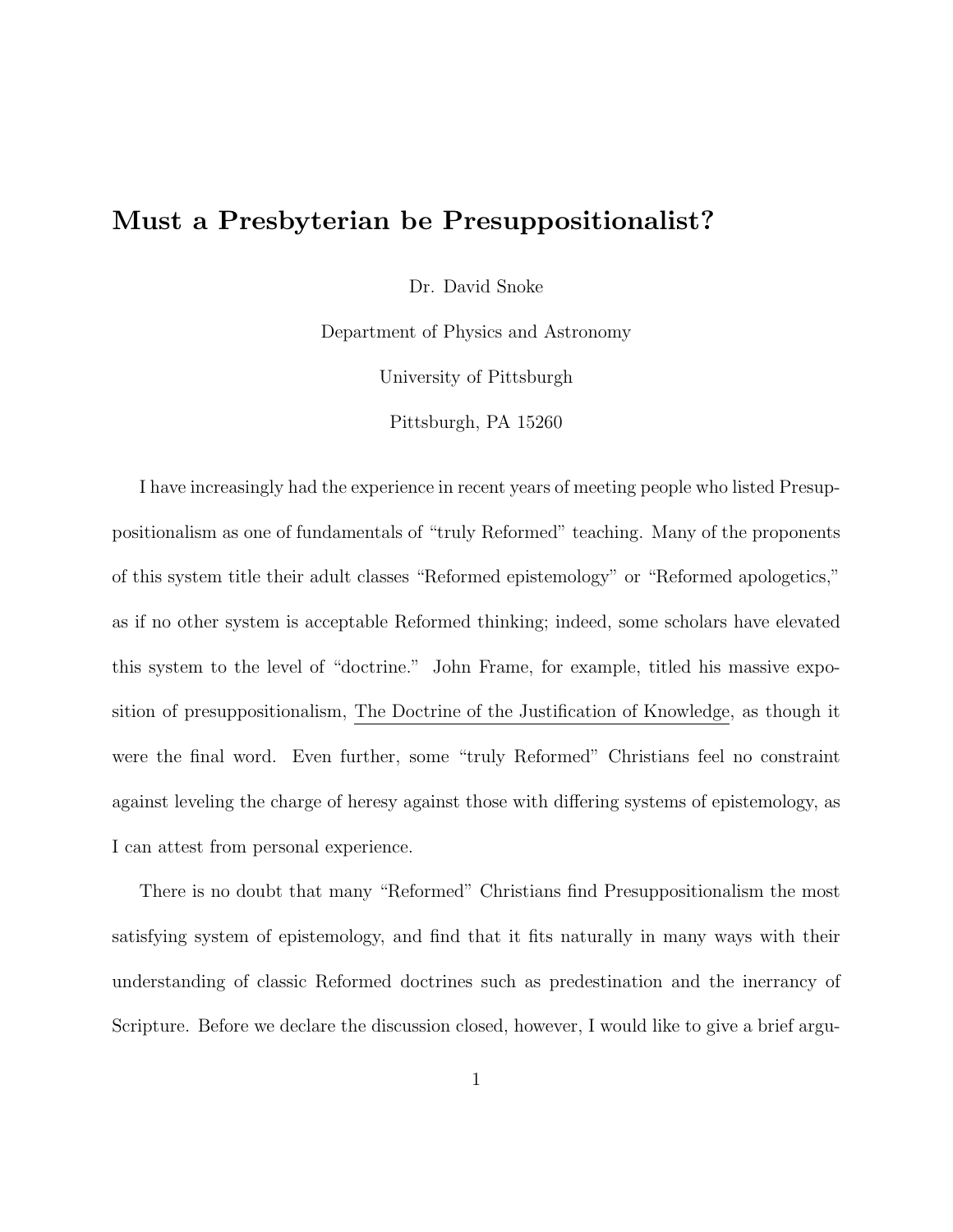# Must a Presbyterian be Presuppositionalist?

Dr. David Snoke

Department of Physics and Astronomy

University of Pittsburgh

Pittsburgh, PA 15260

I have increasingly had the experience in recent years of meeting people who listed Presuppositionalism as one of fundamentals of "truly Reformed" teaching. Many of the proponents of this system title their adult classes "Reformed epistemology" or "Reformed apologetics," as if no other system is acceptable Reformed thinking; indeed, some scholars have elevated this system to the level of "doctrine." John Frame, for example, titled his massive exposition of presuppositionalism, The Doctrine of the Justification of Knowledge, as though it were the final word. Even further, some "truly Reformed" Christians feel no constraint against leveling the charge of heresy against those with differing systems of epistemology, as I can attest from personal experience.

There is no doubt that many "Reformed" Christians find Presuppositionalism the most satisfying system of epistemology, and find that it fits naturally in many ways with their understanding of classic Reformed doctrines such as predestination and the inerrancy of Scripture. Before we declare the discussion closed, however, I would like to give a brief argu-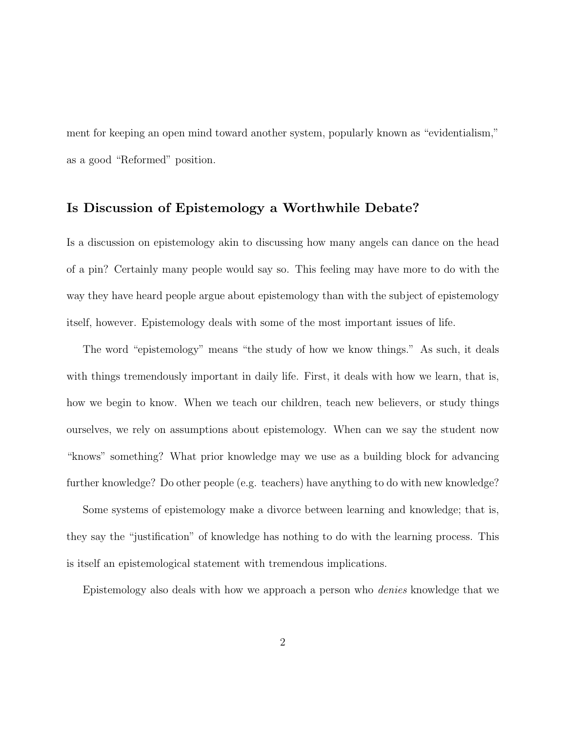ment for keeping an open mind toward another system, popularly known as "evidentialism," as a good "Reformed" position.

## Is Discussion of Epistemology a Worthwhile Debate?

Is a discussion on epistemology akin to discussing how many angels can dance on the head of a pin? Certainly many people would say so. This feeling may have more to do with the way they have heard people argue about epistemology than with the subject of epistemology itself, however. Epistemology deals with some of the most important issues of life.

The word "epistemology" means "the study of how we know things." As such, it deals with things tremendously important in daily life. First, it deals with how we learn, that is, how we begin to know. When we teach our children, teach new believers, or study things ourselves, we rely on assumptions about epistemology. When can we say the student now "knows" something? What prior knowledge may we use as a building block for advancing further knowledge? Do other people (e.g. teachers) have anything to do with new knowledge?

Some systems of epistemology make a divorce between learning and knowledge; that is, they say the "justification" of knowledge has nothing to do with the learning process. This is itself an epistemological statement with tremendous implications.

Epistemology also deals with how we approach a person who *denies* knowledge that we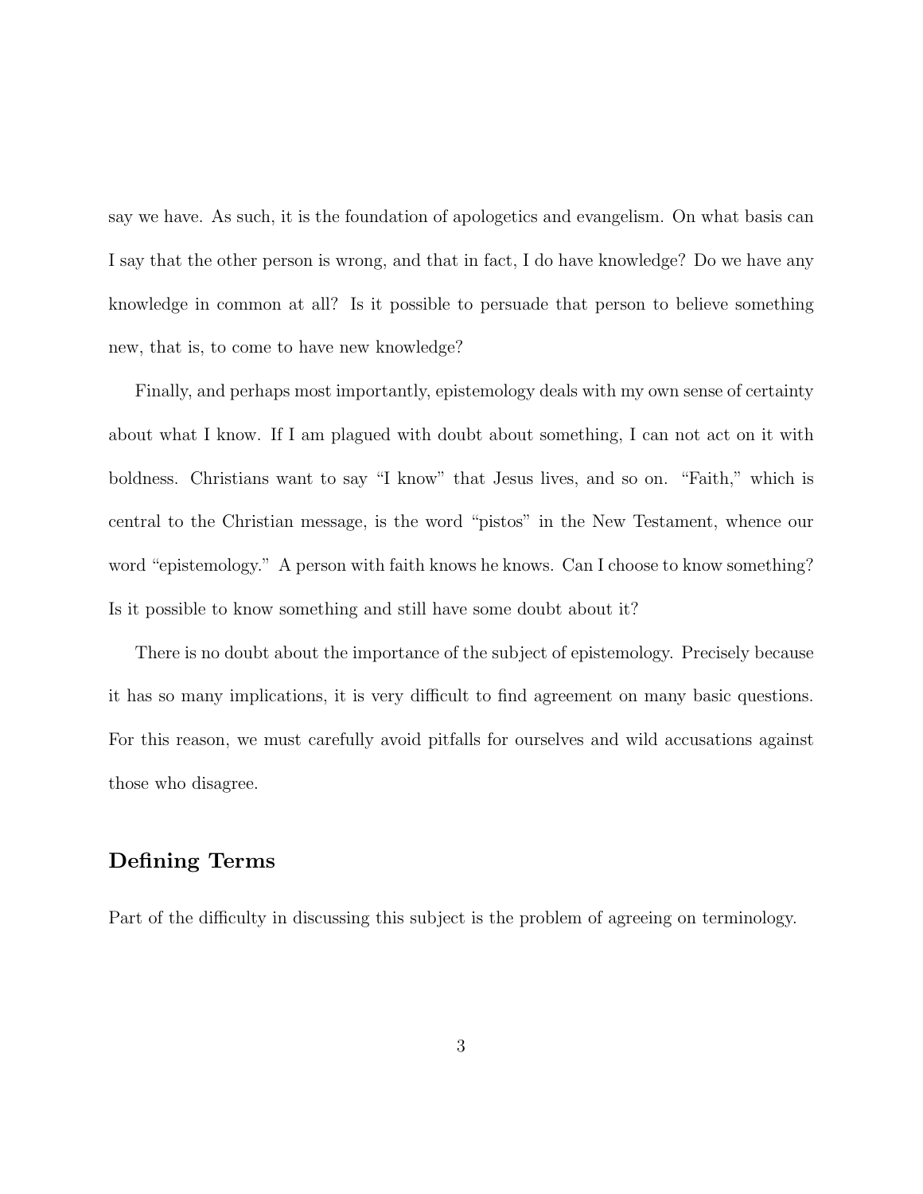say we have. As such, it is the foundation of apologetics and evangelism. On what basis can I say that the other person is wrong, and that in fact, I do have knowledge? Do we have any knowledge in common at all? Is it possible to persuade that person to believe something new, that is, to come to have new knowledge?

Finally, and perhaps most importantly, epistemology deals with my own sense of certainty about what I know. If I am plagued with doubt about something, I can not act on it with boldness. Christians want to say "I know" that Jesus lives, and so on. "Faith," which is central to the Christian message, is the word "pistos" in the New Testament, whence our word "epistemology." A person with faith knows he knows. Can I choose to know something? Is it possible to know something and still have some doubt about it?

There is no doubt about the importance of the subject of epistemology. Precisely because it has so many implications, it is very difficult to find agreement on many basic questions. For this reason, we must carefully avoid pitfalls for ourselves and wild accusations against those who disagree.

## Defining Terms

Part of the difficulty in discussing this subject is the problem of agreeing on terminology.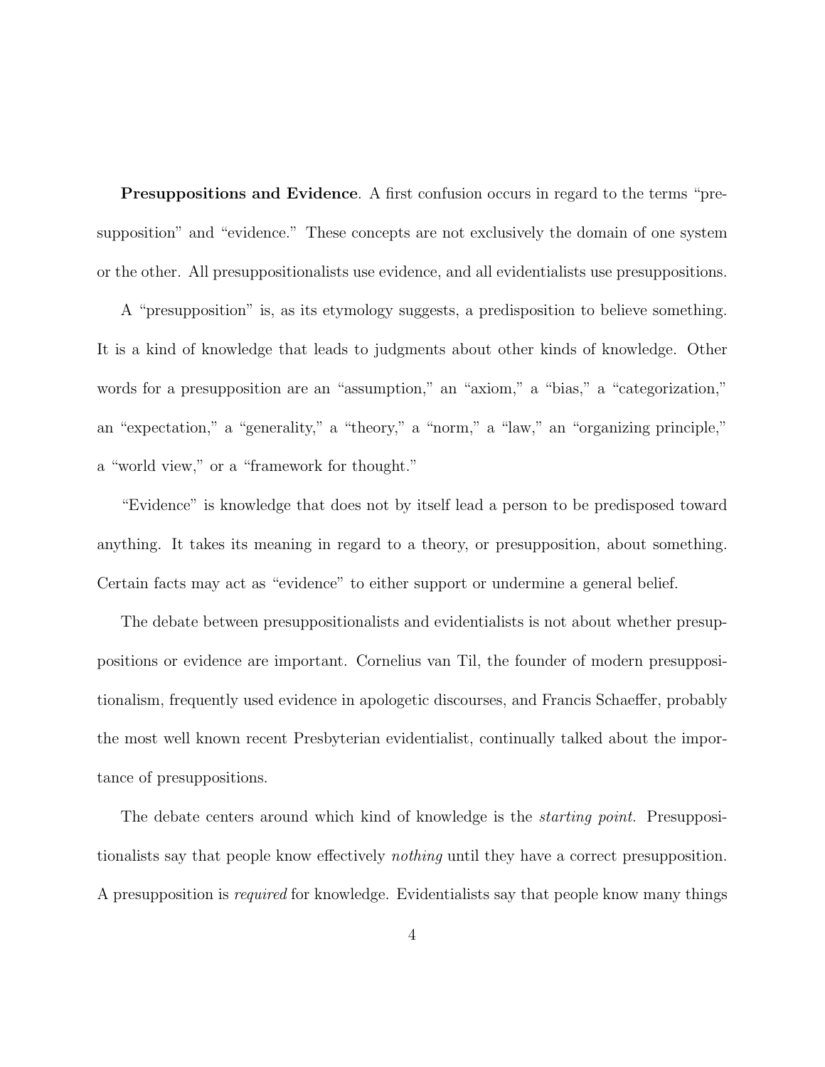**Presuppositions and Evidence**. A first confusion occurs in regard to the terms "presupposition" and "evidence." These concepts are not exclusively the domain of one system or the other. All presuppositionalists use evidence, and all evidentialists use presuppositions.

A "presupposition" is, as its etymology suggests, a predisposition to believe something. It is a kind of knowledge that leads to judgments about other kinds of knowledge. Other words for a presupposition are an "assumption," an "axiom," a "bias," a "categorization," an "expectation," a "generality," a "theory," a "norm," a "law," an "organizing principle," a "world view," or a "framework for thought."

"Evidence" is knowledge that does not by itself lead a person to be predisposed toward anything. It takes its meaning in regard to a theory, or presupposition, about something. Certain facts may act as "evidence" to either support or undermine a general belief.

The debate between presuppositionalists and evidentialists is not about whether presuppositions or evidence are important. Cornelius van Til, the founder of modern presuppositionalism, frequently used evidence in apologetic discourses, and Francis Schaeffer, probably the most well known recent Presbyterian evidentialist, continually talked about the importance of presuppositions.

The debate centers around which kind of knowledge is the *starting point.* Presuppositionalists say that people know effectively *nothing* until they have a correct presupposition. A presupposition is *required* for knowledge. Evidentialists say that people know many things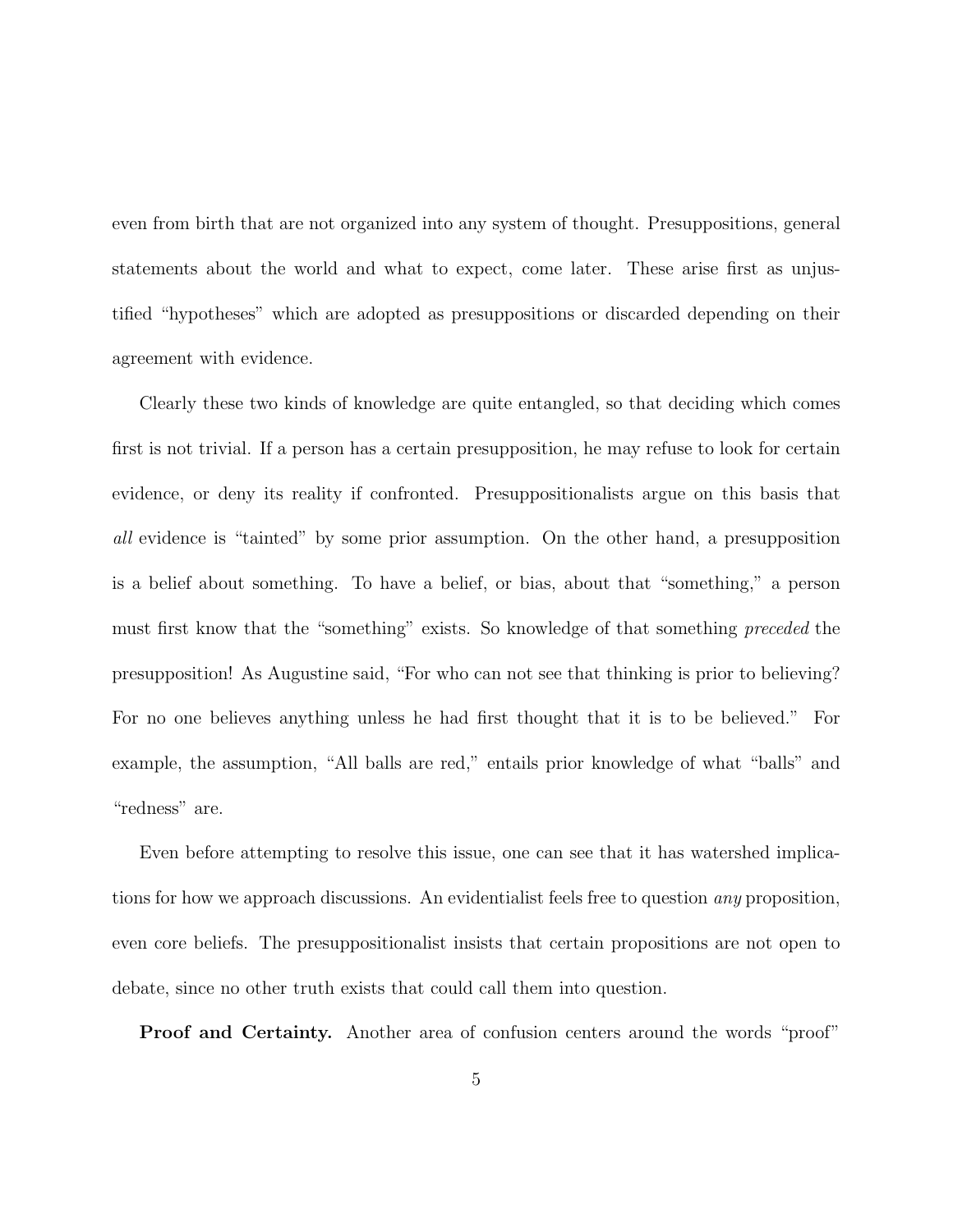even from birth that are not organized into any system of thought. Presuppositions, general statements about the world and what to expect, come later. These arise first as unjustified "hypotheses" which are adopted as presuppositions or discarded depending on their agreement with evidence.

Clearly these two kinds of knowledge are quite entangled, so that deciding which comes first is not trivial. If a person has a certain presupposition, he may refuse to look for certain evidence, or deny its reality if confronted. Presuppositionalists argue on this basis that *all* evidence is "tainted" by some prior assumption. On the other hand, a presupposition is a belief about something. To have a belief, or bias, about that "something," a person must first know that the "something" exists. So knowledge of that something *preceded* the presupposition! As Augustine said, "For who can not see that thinking is prior to believing? For no one believes anything unless he had first thought that it is to be believed." For example, the assumption, "All balls are red," entails prior knowledge of what "balls" and "redness" are.

Even before attempting to resolve this issue, one can see that it has watershed implications for how we approach discussions. An evidentialist feels free to question *any* proposition, even core beliefs. The presuppositionalist insists that certain propositions are not open to debate, since no other truth exists that could call them into question.

**Proof and Certainty.** Another area of confusion centers around the words "proof"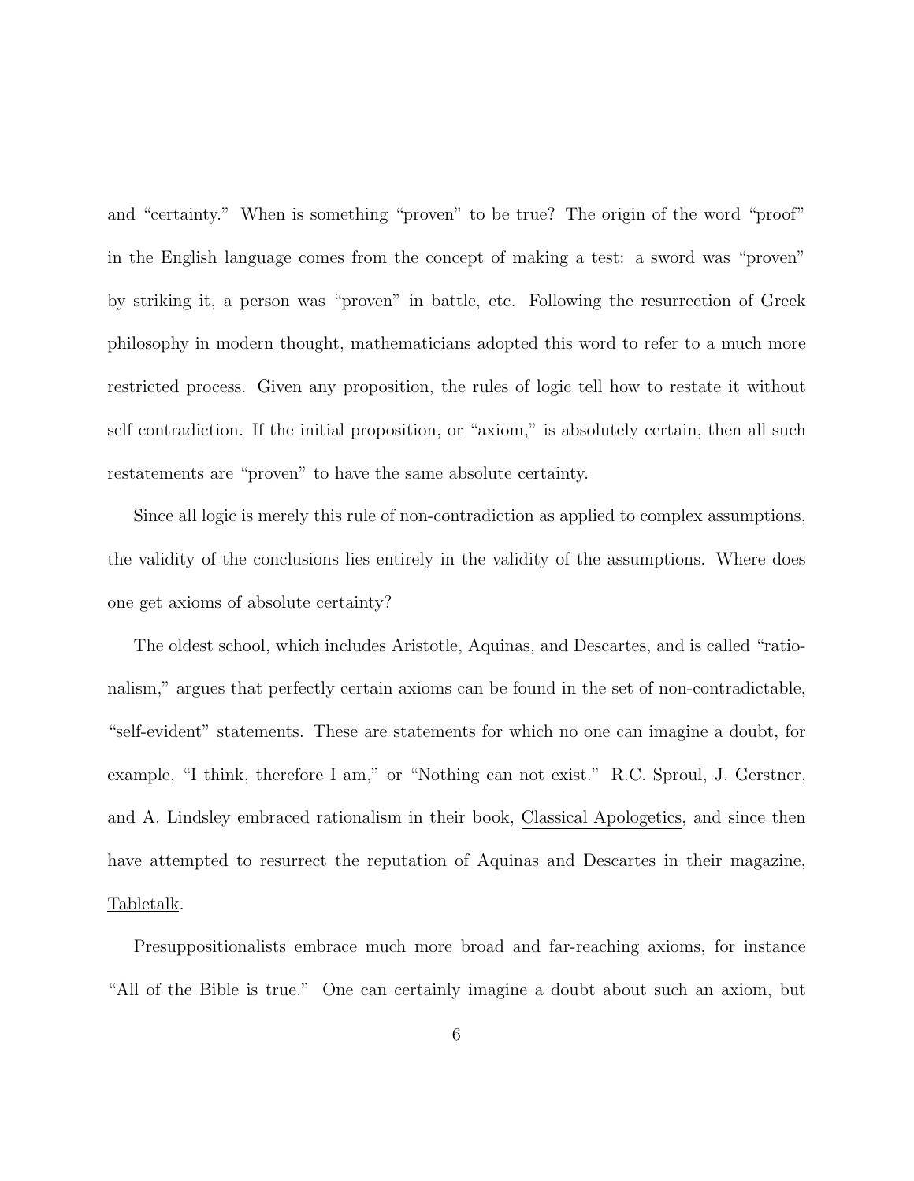and "certainty." When is something "proven" to be true? The origin of the word "proof" in the English language comes from the concept of making a test: a sword was "proven" by striking it, a person was "proven" in battle, etc. Following the resurrection of Greek philosophy in modern thought, mathematicians adopted this word to refer to a much more restricted process. Given any proposition, the rules of logic tell how to restate it without self contradiction. If the initial proposition, or "axiom," is absolutely certain, then all such restatements are "proven" to have the same absolute certainty.

Since all logic is merely this rule of non-contradiction as applied to complex assumptions, the validity of the conclusions lies entirely in the validity of the assumptions. Where does one get axioms of absolute certainty?

The oldest school, which includes Aristotle, Aquinas, and Descartes, and is called "rationalism," argues that perfectly certain axioms can be found in the set of non-contradictable, "self-evident" statements. These are statements for which no one can imagine a doubt, for example, "I think, therefore I am," or "Nothing can not exist." R.C. Sproul, J. Gerstner, and A. Lindsley embraced rationalism in their book, Classical Apologetics, and since then have attempted to resurrect the reputation of Aquinas and Descartes in their magazine, Tabletalk.

Presuppositionalists embrace much more broad and far-reaching axioms, for instance "All of the Bible is true." One can certainly imagine a doubt about such an axiom, but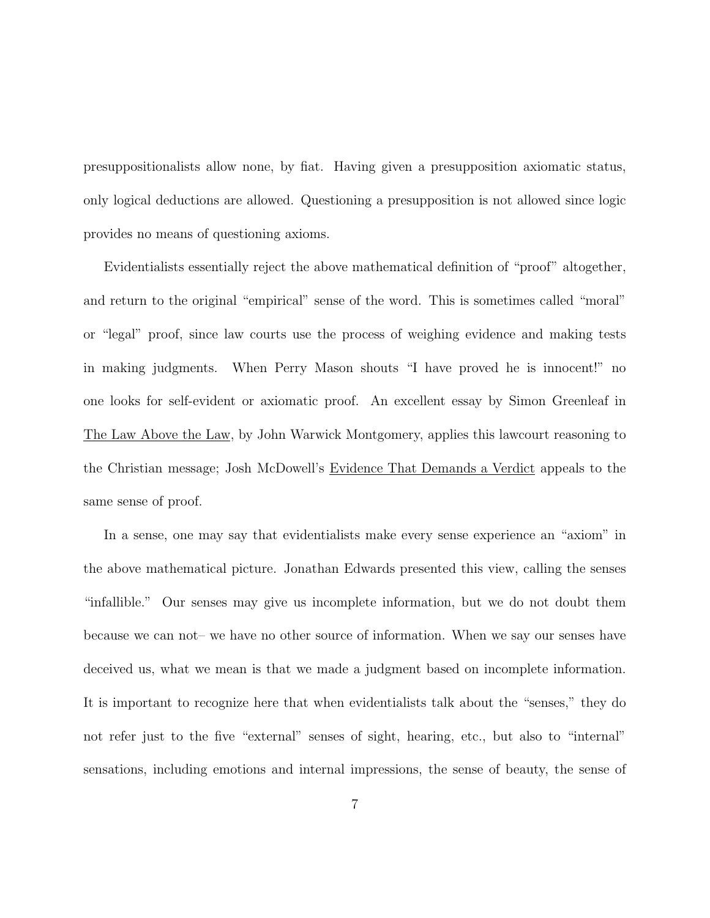presuppositionalists allow none, by fiat. Having given a presupposition axiomatic status, only logical deductions are allowed. Questioning a presupposition is not allowed since logic provides no means of questioning axioms.

Evidentialists essentially reject the above mathematical definition of "proof" altogether, and return to the original "empirical" sense of the word. This is sometimes called "moral" or "legal" proof, since law courts use the process of weighing evidence and making tests in making judgments. When Perry Mason shouts "I have proved he is innocent!" no one looks for self-evident or axiomatic proof. An excellent essay by Simon Greenleaf in The Law Above the Law, by John Warwick Montgomery, applies this lawcourt reasoning to the Christian message; Josh McDowell's Evidence That Demands a Verdict appeals to the same sense of proof.

In a sense, one may say that evidentialists make every sense experience an "axiom" in the above mathematical picture. Jonathan Edwards presented this view, calling the senses "infallible." Our senses may give us incomplete information, but we do not doubt them because we can not– we have no other source of information. When we say our senses have deceived us, what we mean is that we made a judgment based on incomplete information. It is important to recognize here that when evidentialists talk about the "senses," they do not refer just to the five "external" senses of sight, hearing, etc., but also to "internal" sensations, including emotions and internal impressions, the sense of beauty, the sense of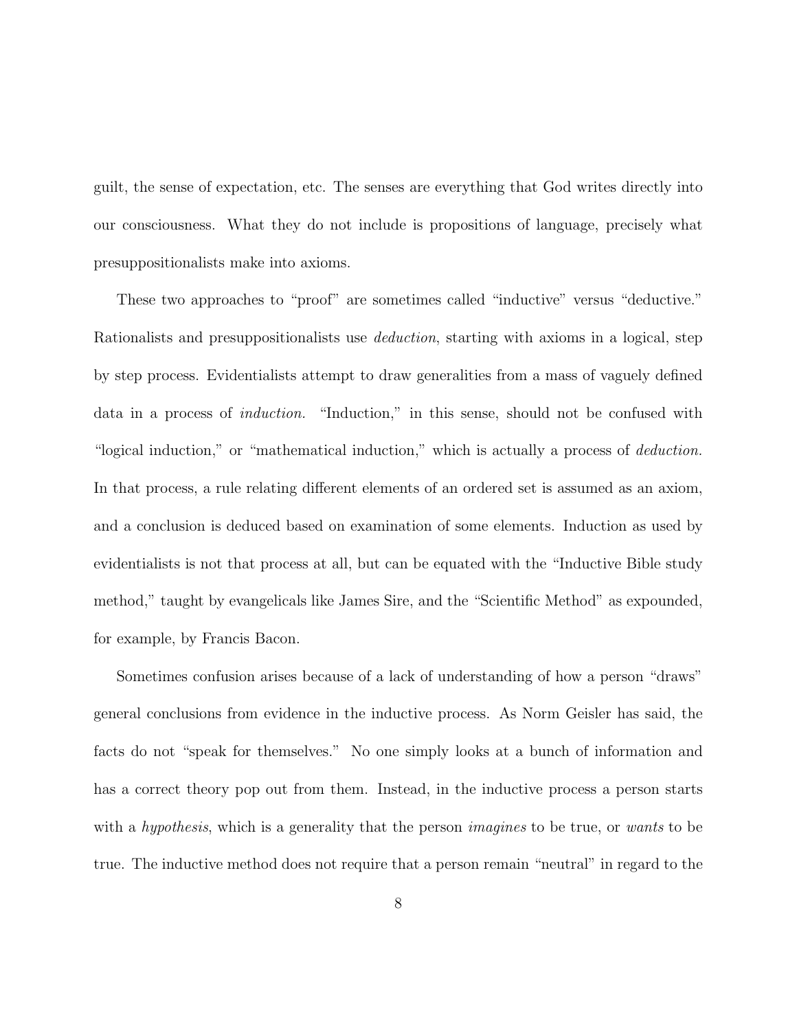guilt, the sense of expectation, etc. The senses are everything that God writes directly into our consciousness. What they do not include is propositions of language, precisely what presuppositionalists make into axioms.

These two approaches to "proof" are sometimes called "inductive" versus "deductive." Rationalists and presuppositionalists use *deduction*, starting with axioms in a logical, step by step process. Evidentialists attempt to draw generalities from a mass of vaguely defined data in a process of *induction.* "Induction," in this sense, should not be confused with "logical induction," or "mathematical induction," which is actually a process of *deduction.* In that process, a rule relating different elements of an ordered set is assumed as an axiom, and a conclusion is deduced based on examination of some elements. Induction as used by evidentialists is not that process at all, but can be equated with the "Inductive Bible study method," taught by evangelicals like James Sire, and the "Scientific Method" as expounded, for example, by Francis Bacon.

Sometimes confusion arises because of a lack of understanding of how a person "draws" general conclusions from evidence in the inductive process. As Norm Geisler has said, the facts do not "speak for themselves." No one simply looks at a bunch of information and has a correct theory pop out from them. Instead, in the inductive process a person starts with a *hypothesis*, which is a generality that the person *imagines* to be true, or *wants* to be true. The inductive method does not require that a person remain "neutral" in regard to the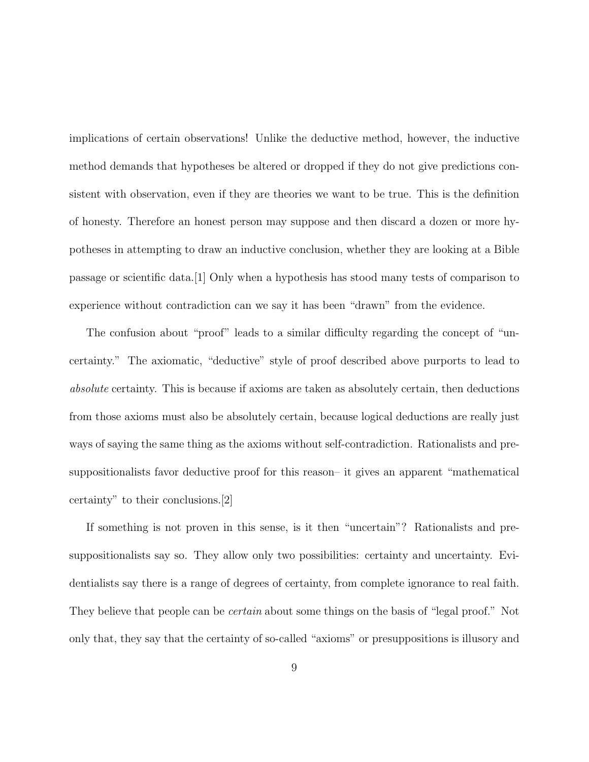implications of certain observations! Unlike the deductive method, however, the inductive method demands that hypotheses be altered or dropped if they do not give predictions consistent with observation, even if they are theories we want to be true. This is the definition of honesty. Therefore an honest person may suppose and then discard a dozen or more hypotheses in attempting to draw an inductive conclusion, whether they are looking at a Bible passage or scientific data.[1] Only when a hypothesis has stood many tests of comparison to experience without contradiction can we say it has been "drawn" from the evidence.

The confusion about "proof" leads to a similar difficulty regarding the concept of "uncertainty." The axiomatic, "deductive" style of proof described above purports to lead to *absolute* certainty. This is because if axioms are taken as absolutely certain, then deductions from those axioms must also be absolutely certain, because logical deductions are really just ways of saying the same thing as the axioms without self-contradiction. Rationalists and presuppositionalists favor deductive proof for this reason– it gives an apparent "mathematical certainty" to their conclusions.[2]

If something is not proven in this sense, is it then "uncertain"? Rationalists and presuppositionalists say so. They allow only two possibilities: certainty and uncertainty. Evidentialists say there is a range of degrees of certainty, from complete ignorance to real faith. They believe that people can be *certain* about some things on the basis of "legal proof." Not only that, they say that the certainty of so-called "axioms" or presuppositions is illusory and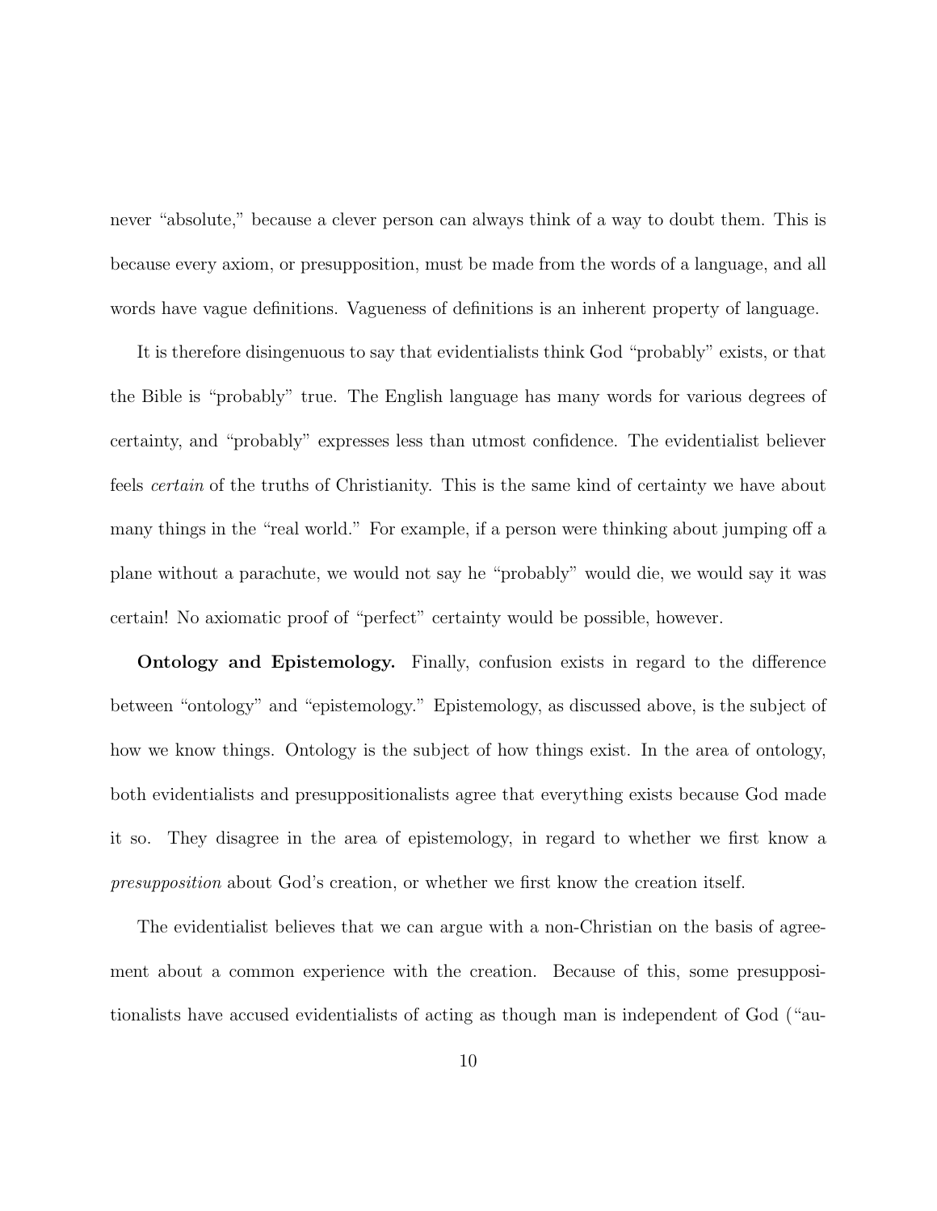never "absolute," because a clever person can always think of a way to doubt them. This is because every axiom, or presupposition, must be made from the words of a language, and all words have vague definitions. Vagueness of definitions is an inherent property of language.

It is therefore disingenuous to say that evidentialists think God "probably" exists, or that the Bible is "probably" true. The English language has many words for various degrees of certainty, and "probably" expresses less than utmost confidence. The evidentialist believer feels *certain* of the truths of Christianity. This is the same kind of certainty we have about many things in the "real world." For example, if a person were thinking about jumping off a plane without a parachute, we would not say he "probably" would die, we would say it was certain! No axiomatic proof of "perfect" certainty would be possible, however.

**Ontology and Epistemology.** Finally, confusion exists in regard to the difference between "ontology" and "epistemology." Epistemology, as discussed above, is the subject of how we know things. Ontology is the subject of how things exist. In the area of ontology, both evidentialists and presuppositionalists agree that everything exists because God made it so. They disagree in the area of epistemology, in regard to whether we first know a *presupposition* about God's creation, or whether we first know the creation itself.

The evidentialist believes that we can argue with a non-Christian on the basis of agreement about a common experience with the creation. Because of this, some presuppositionalists have accused evidentialists of acting as though man is independent of God ("au-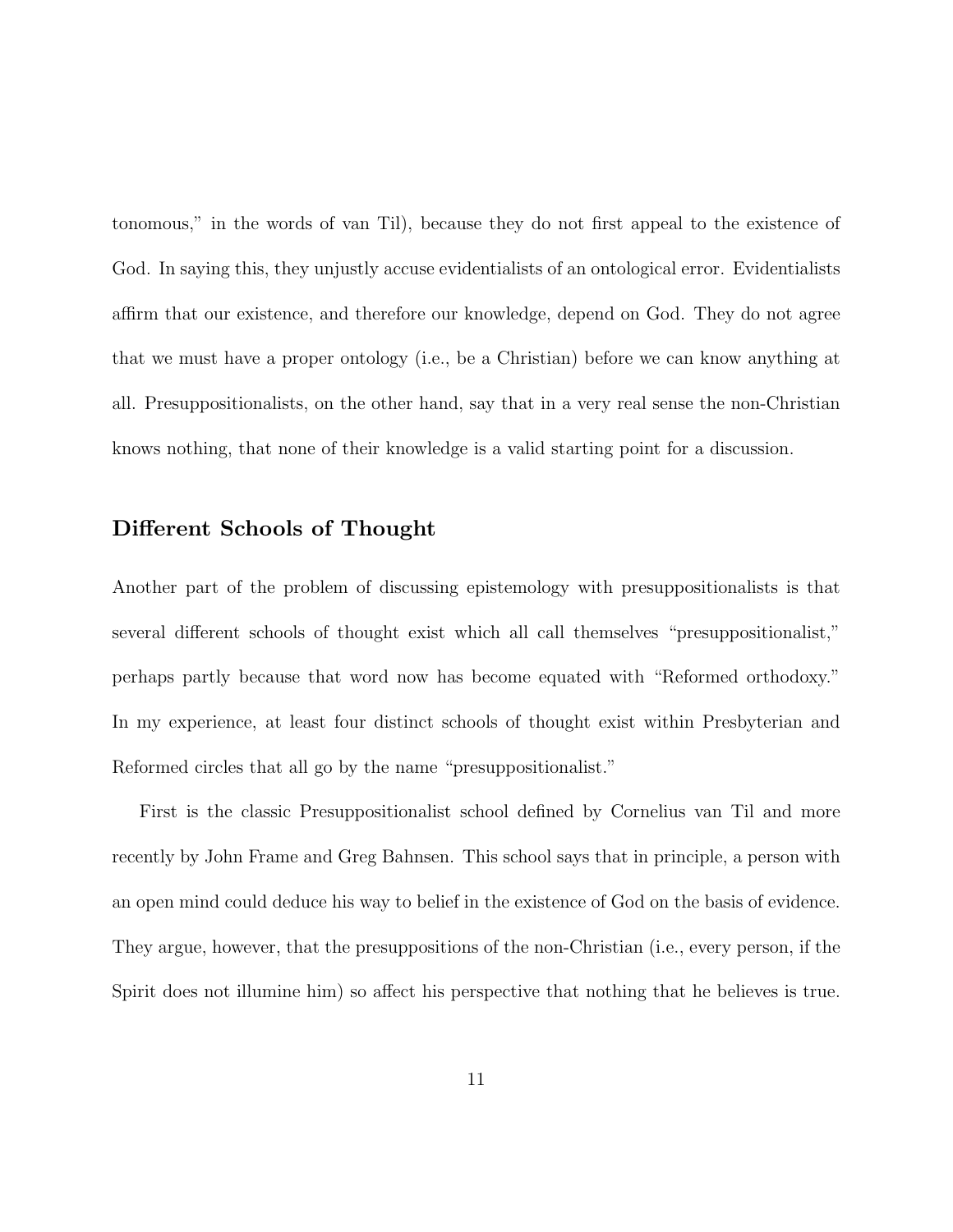tonomous," in the words of van Til), because they do not first appeal to the existence of God. In saying this, they unjustly accuse evidentialists of an ontological error. Evidentialists affirm that our existence, and therefore our knowledge, depend on God. They do not agree that we must have a proper ontology (i.e., be a Christian) before we can know anything at all. Presuppositionalists, on the other hand, say that in a very real sense the non-Christian knows nothing, that none of their knowledge is a valid starting point for a discussion.

## Different Schools of Thought

Another part of the problem of discussing epistemology with presuppositionalists is that several different schools of thought exist which all call themselves "presuppositionalist," perhaps partly because that word now has become equated with "Reformed orthodoxy." In my experience, at least four distinct schools of thought exist within Presbyterian and Reformed circles that all go by the name "presuppositionalist."

First is the classic Presuppositionalist school defined by Cornelius van Til and more recently by John Frame and Greg Bahnsen. This school says that in principle, a person with an open mind could deduce his way to belief in the existence of God on the basis of evidence. They argue, however, that the presuppositions of the non-Christian (i.e., every person, if the Spirit does not illumine him) so affect his perspective that nothing that he believes is true.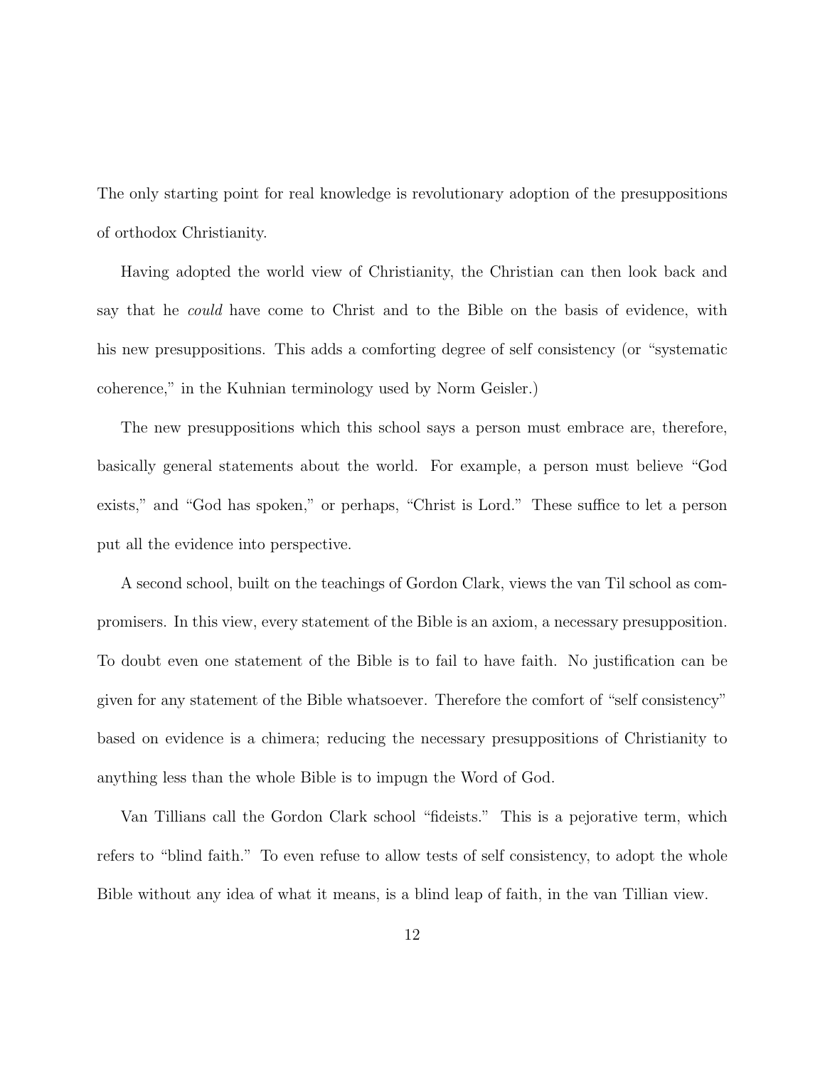The only starting point for real knowledge is revolutionary adoption of the presuppositions of orthodox Christianity.

Having adopted the world view of Christianity, the Christian can then look back and say that he *could* have come to Christ and to the Bible on the basis of evidence, with his new presuppositions. This adds a comforting degree of self consistency (or "systematic coherence," in the Kuhnian terminology used by Norm Geisler.)

The new presuppositions which this school says a person must embrace are, therefore, basically general statements about the world. For example, a person must believe "God exists," and "God has spoken," or perhaps, "Christ is Lord." These suffice to let a person put all the evidence into perspective.

A second school, built on the teachings of Gordon Clark, views the van Til school as compromisers. In this view, every statement of the Bible is an axiom, a necessary presupposition. To doubt even one statement of the Bible is to fail to have faith. No justification can be given for any statement of the Bible whatsoever. Therefore the comfort of "self consistency" based on evidence is a chimera; reducing the necessary presuppositions of Christianity to anything less than the whole Bible is to impugn the Word of God.

Van Tillians call the Gordon Clark school "fideists." This is a pejorative term, which refers to "blind faith." To even refuse to allow tests of self consistency, to adopt the whole Bible without any idea of what it means, is a blind leap of faith, in the van Tillian view.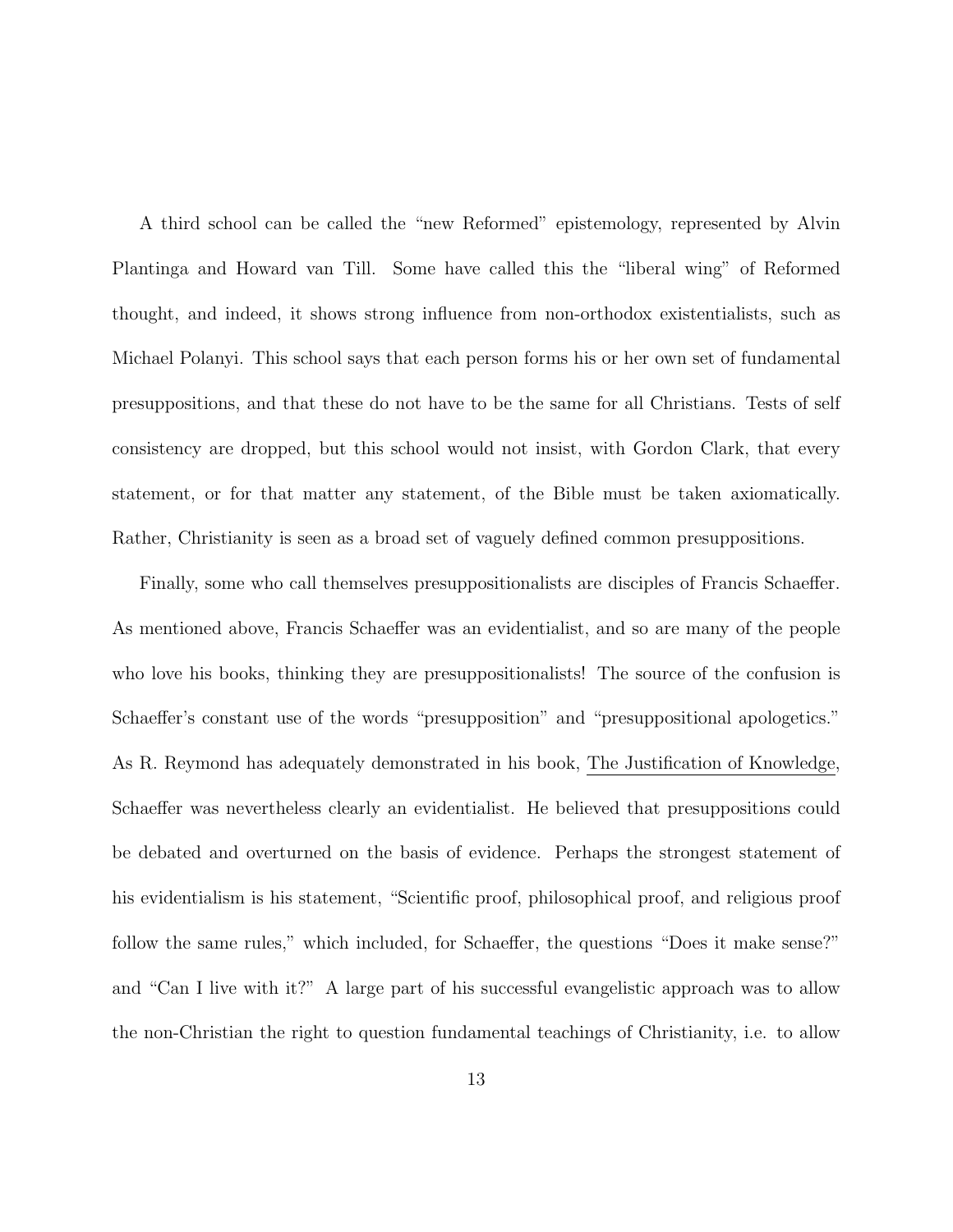A third school can be called the "new Reformed" epistemology, represented by Alvin Plantinga and Howard van Till. Some have called this the "liberal wing" of Reformed thought, and indeed, it shows strong influence from non-orthodox existentialists, such as Michael Polanyi. This school says that each person forms his or her own set of fundamental presuppositions, and that these do not have to be the same for all Christians. Tests of self consistency are dropped, but this school would not insist, with Gordon Clark, that every statement, or for that matter any statement, of the Bible must be taken axiomatically. Rather, Christianity is seen as a broad set of vaguely defined common presuppositions.

Finally, some who call themselves presuppositionalists are disciples of Francis Schaeffer. As mentioned above, Francis Schaeffer was an evidentialist, and so are many of the people who love his books, thinking they are presuppositionalists! The source of the confusion is Schaeffer's constant use of the words "presupposition" and "presuppositional apologetics." As R. Reymond has adequately demonstrated in his book, The Justification of Knowledge, Schaeffer was nevertheless clearly an evidentialist. He believed that presuppositions could be debated and overturned on the basis of evidence. Perhaps the strongest statement of his evidentialism is his statement, "Scientific proof, philosophical proof, and religious proof follow the same rules," which included, for Schaeffer, the questions "Does it make sense?" and "Can I live with it?" A large part of his successful evangelistic approach was to allow the non-Christian the right to question fundamental teachings of Christianity, i.e. to allow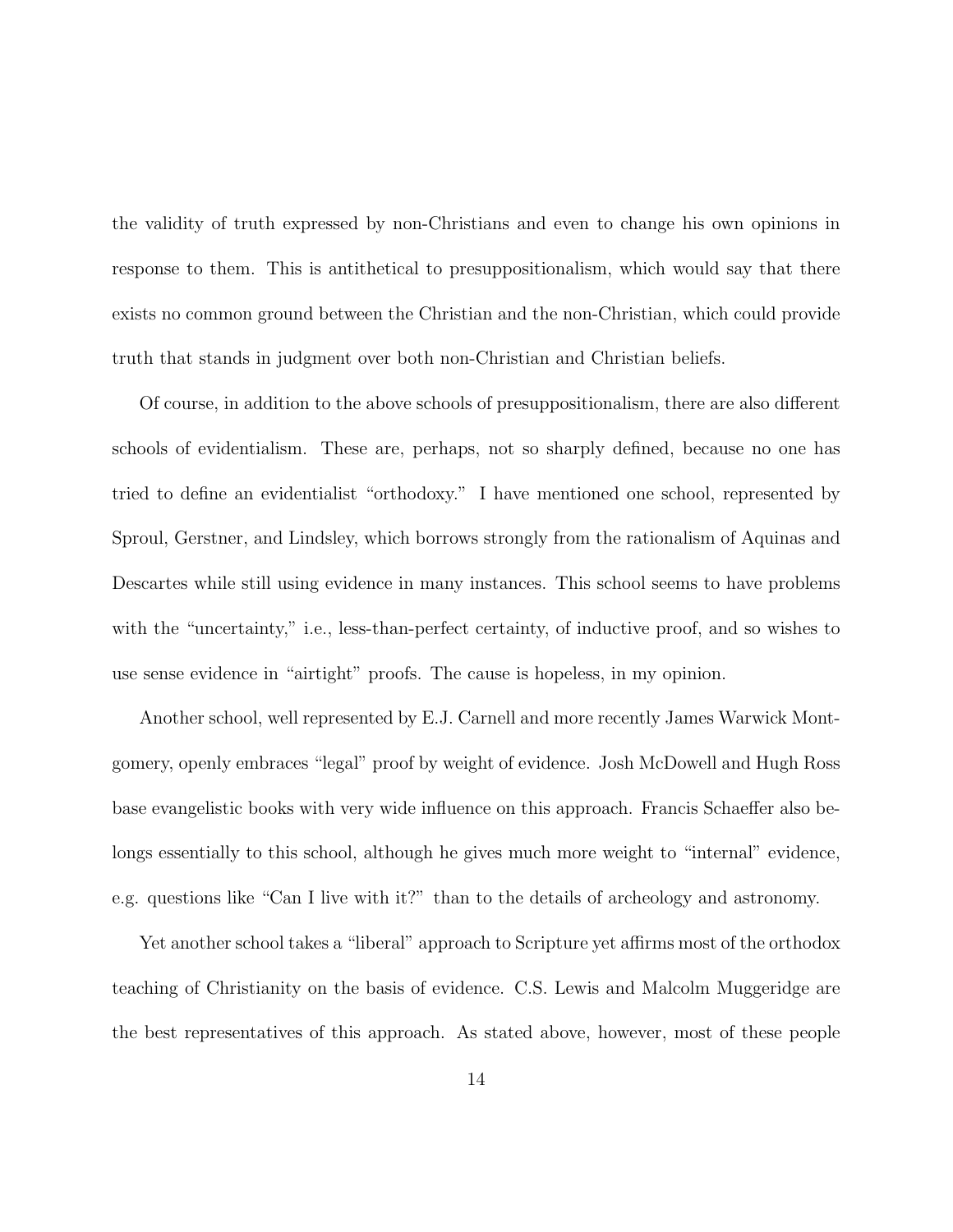the validity of truth expressed by non-Christians and even to change his own opinions in response to them. This is antithetical to presuppositionalism, which would say that there exists no common ground between the Christian and the non-Christian, which could provide truth that stands in judgment over both non-Christian and Christian beliefs.

Of course, in addition to the above schools of presuppositionalism, there are also different schools of evidentialism. These are, perhaps, not so sharply defined, because no one has tried to define an evidentialist "orthodoxy." I have mentioned one school, represented by Sproul, Gerstner, and Lindsley, which borrows strongly from the rationalism of Aquinas and Descartes while still using evidence in many instances. This school seems to have problems with the "uncertainty," i.e., less-than-perfect certainty, of inductive proof, and so wishes to use sense evidence in "airtight" proofs. The cause is hopeless, in my opinion.

Another school, well represented by E.J. Carnell and more recently James Warwick Montgomery, openly embraces "legal" proof by weight of evidence. Josh McDowell and Hugh Ross base evangelistic books with very wide influence on this approach. Francis Schaeffer also belongs essentially to this school, although he gives much more weight to "internal" evidence, e.g. questions like "Can I live with it?" than to the details of archeology and astronomy.

Yet another school takes a "liberal" approach to Scripture yet affirms most of the orthodox teaching of Christianity on the basis of evidence. C.S. Lewis and Malcolm Muggeridge are the best representatives of this approach. As stated above, however, most of these people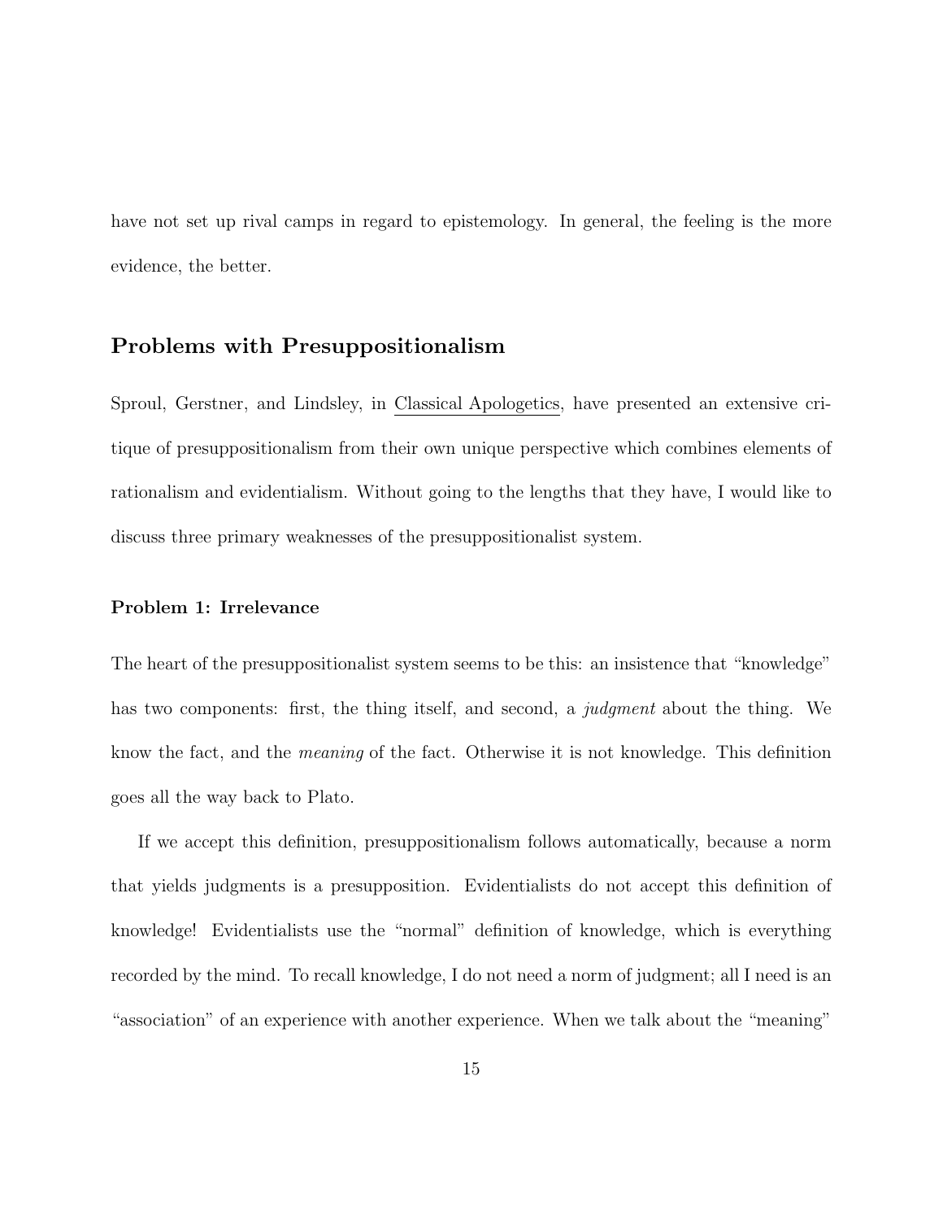have not set up rival camps in regard to epistemology. In general, the feeling is the more evidence, the better.

## Problems with Presuppositionalism

Sproul, Gerstner, and Lindsley, in Classical Apologetics, have presented an extensive critique of presuppositionalism from their own unique perspective which combines elements of rationalism and evidentialism. Without going to the lengths that they have, I would like to discuss three primary weaknesses of the presuppositionalist system.

### Problem 1: Irrelevance

The heart of the presuppositionalist system seems to be this: an insistence that "knowledge" has two components: first, the thing itself, and second, a *judgment* about the thing. We know the fact, and the *meaning* of the fact. Otherwise it is not knowledge. This definition goes all the way back to Plato.

If we accept this definition, presuppositionalism follows automatically, because a norm that yields judgments is a presupposition. Evidentialists do not accept this definition of knowledge! Evidentialists use the "normal" definition of knowledge, which is everything recorded by the mind. To recall knowledge, I do not need a norm of judgment; all I need is an "association" of an experience with another experience. When we talk about the "meaning"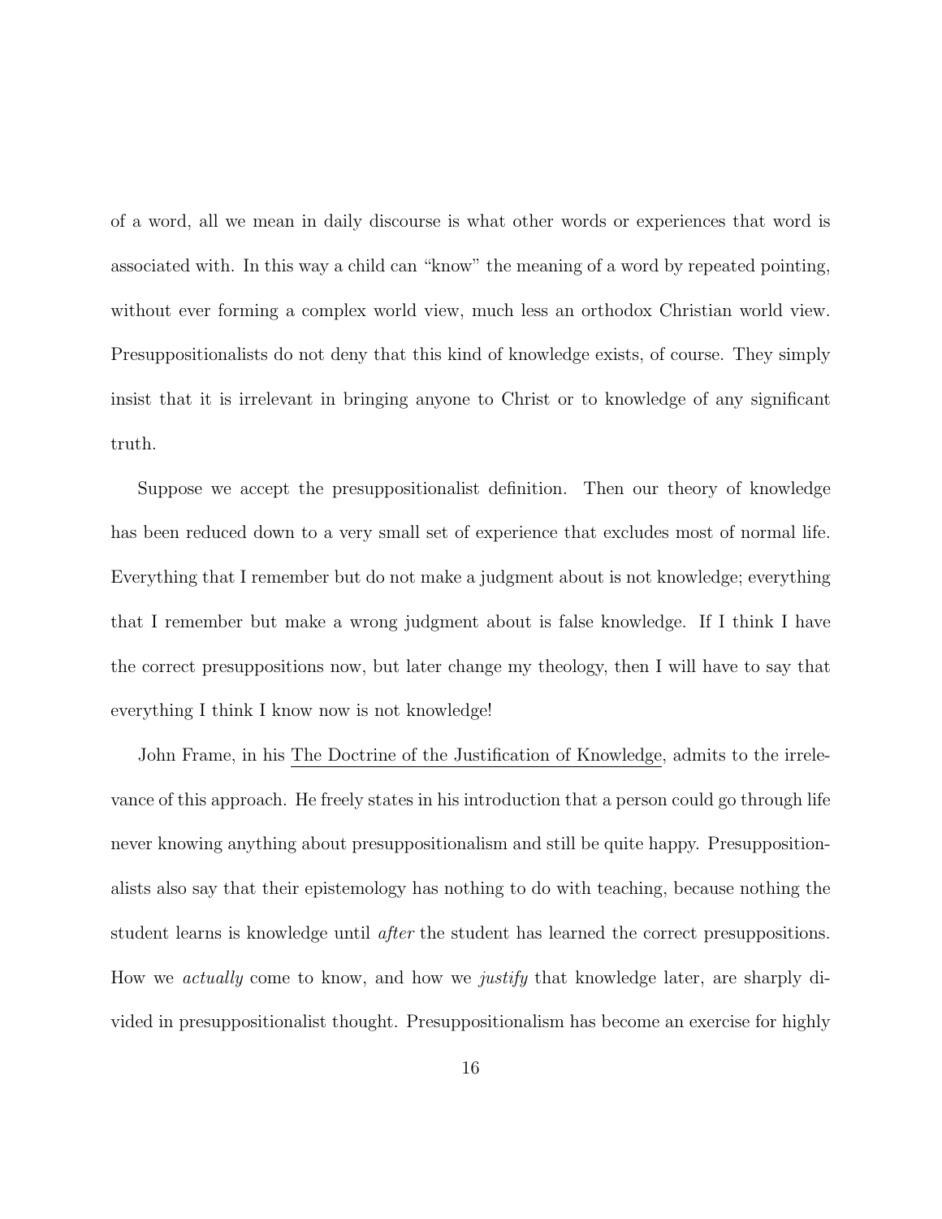of a word, all we mean in daily discourse is what other words or experiences that word is associated with. In this way a child can "know" the meaning of a word by repeated pointing, without ever forming a complex world view, much less an orthodox Christian world view. Presuppositionalists do not deny that this kind of knowledge exists, of course. They simply insist that it is irrelevant in bringing anyone to Christ or to knowledge of any significant truth.

Suppose we accept the presuppositionalist definition. Then our theory of knowledge has been reduced down to a very small set of experience that excludes most of normal life. Everything that I remember but do not make a judgment about is not knowledge; everything that I remember but make a wrong judgment about is false knowledge. If I think I have the correct presuppositions now, but later change my theology, then I will have to say that everything I think I know now is not knowledge!

John Frame, in his The Doctrine of the Justification of Knowledge, admits to the irrelevance of this approach. He freely states in his introduction that a person could go through life never knowing anything about presuppositionalism and still be quite happy. Presuppositionalists also say that their epistemology has nothing to do with teaching, because nothing the student learns is knowledge until *after* the student has learned the correct presuppositions. How we *actually* come to know, and how we *justify* that knowledge later, are sharply divided in presuppositionalist thought. Presuppositionalism has become an exercise for highly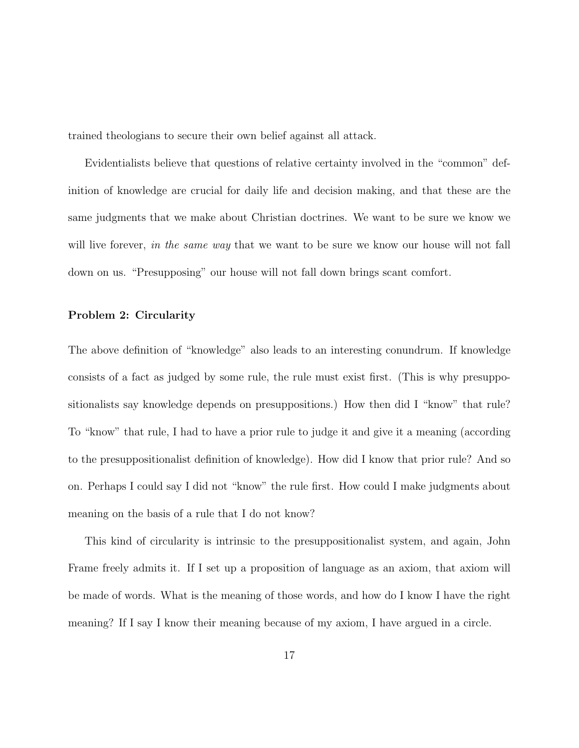trained theologians to secure their own belief against all attack.

Evidentialists believe that questions of relative certainty involved in the "common" definition of knowledge are crucial for daily life and decision making, and that these are the same judgments that we make about Christian doctrines. We want to be sure we know we will live forever, *in the same way* that we want to be sure we know our house will not fall down on us. "Presupposing" our house will not fall down brings scant comfort.

### Problem 2: Circularity

The above definition of "knowledge" also leads to an interesting conundrum. If knowledge consists of a fact as judged by some rule, the rule must exist first. (This is why presuppositionalists say knowledge depends on presuppositions.) How then did I "know" that rule? To "know" that rule, I had to have a prior rule to judge it and give it a meaning (according to the presuppositionalist definition of knowledge). How did I know that prior rule? And so on. Perhaps I could say I did not "know" the rule first. How could I make judgments about meaning on the basis of a rule that I do not know?

This kind of circularity is intrinsic to the presuppositionalist system, and again, John Frame freely admits it. If I set up a proposition of language as an axiom, that axiom will be made of words. What is the meaning of those words, and how do I know I have the right meaning? If I say I know their meaning because of my axiom, I have argued in a circle.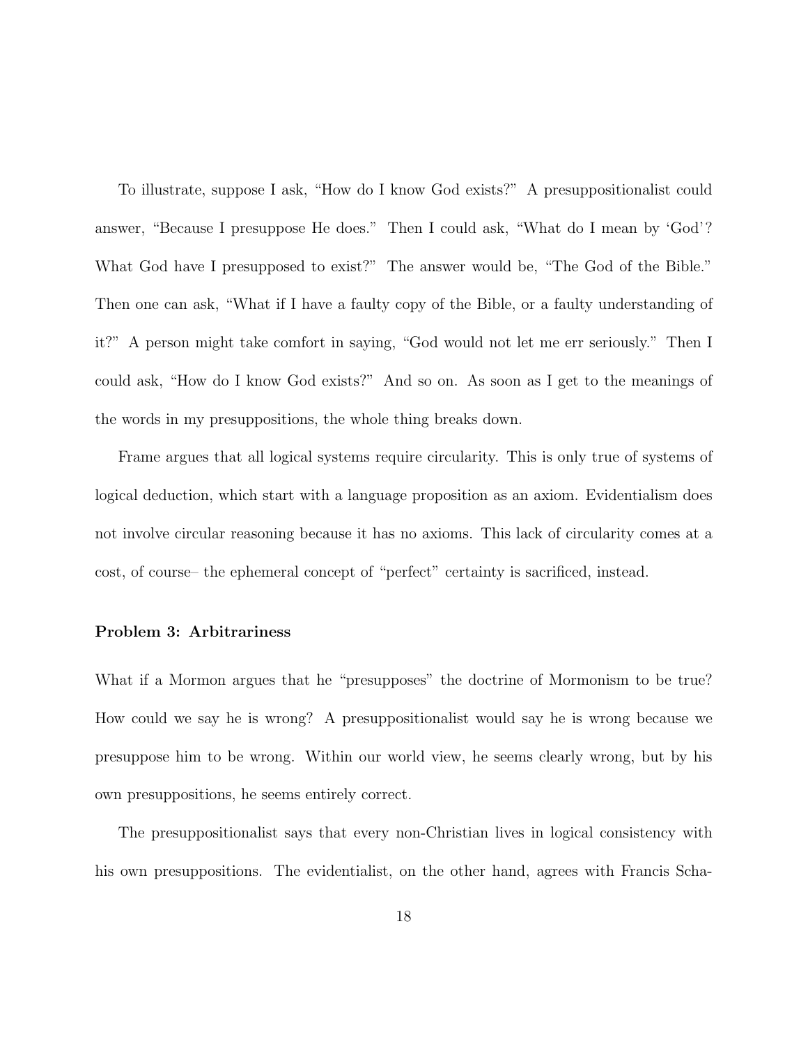To illustrate, suppose I ask, "How do I know God exists?" A presuppositionalist could answer, "Because I presuppose He does." Then I could ask, "What do I mean by 'God'? What God have I presupposed to exist?" The answer would be, "The God of the Bible." Then one can ask, "What if I have a faulty copy of the Bible, or a faulty understanding of it?" A person might take comfort in saying, "God would not let me err seriously." Then I could ask, "How do I know God exists?" And so on. As soon as I get to the meanings of the words in my presuppositions, the whole thing breaks down.

Frame argues that all logical systems require circularity. This is only true of systems of logical deduction, which start with a language proposition as an axiom. Evidentialism does not involve circular reasoning because it has no axioms. This lack of circularity comes at a cost, of course– the ephemeral concept of "perfect" certainty is sacrificed, instead.

**Problem 3: Arbitrariness**

What if a Mormon argues that he "presupposes" the doctrine of Mormonism to be true? How could we say he is wrong? A presuppositionalist would say he is wrong because we presuppose him to be wrong. Within our world view, he seems clearly wrong, but by his own presuppositions, he seems entirely correct.

The presuppositionalist says that every non-Christian lives in logical consistency with his own presuppositions. The evidentialist, on the other hand, agrees with Francis Scha-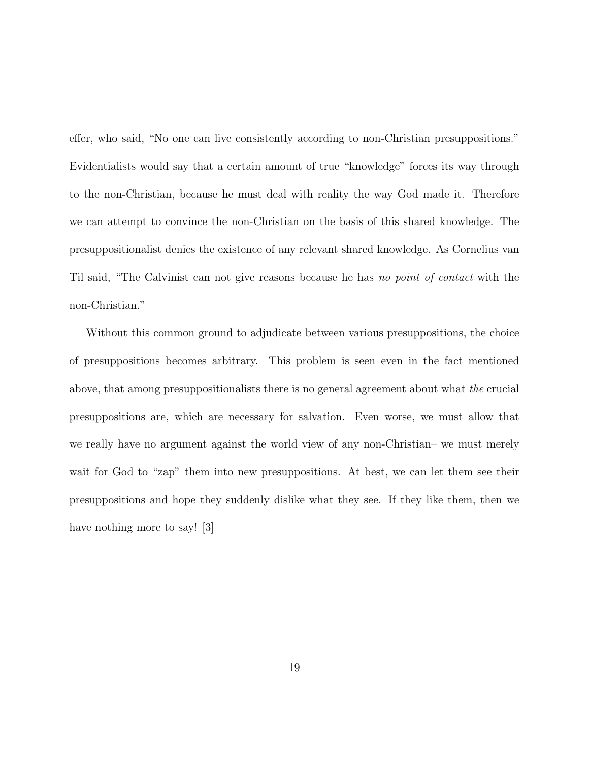effer, who said, “No one can live consistently according to non-Christian presuppositions.” Evidentialists would say that a certain amount of true “knowledge” forces its way through to the non-Christian, because he must deal with reality the way God made it. Therefore we can attempt to convince the non-Christian on the basis of this shared knowledge. The presuppositionalist denies the existence of any relevant shared knowledge. As Cornelius van Til said, “The Calvinist can not give reasons because he has *no point of contact* with the non-Christian.”

Without this common ground to adjudicate between various presuppositions, the choice of presuppositions becomes arbitrary. This problem is seen even in the fact mentioned above, that among presuppositionalists there is no general agreement about what *the* crucial presuppositions are, which are necessary for salvation. Even worse, we must allow that we really have no argument against the world view of any non-Christian– we must merely wait for God to “zap” them into new presuppositions. At best, we can let them see their presuppositions and hope they suddenly dislike what they see. If they like them, then we have nothing more to say! [3]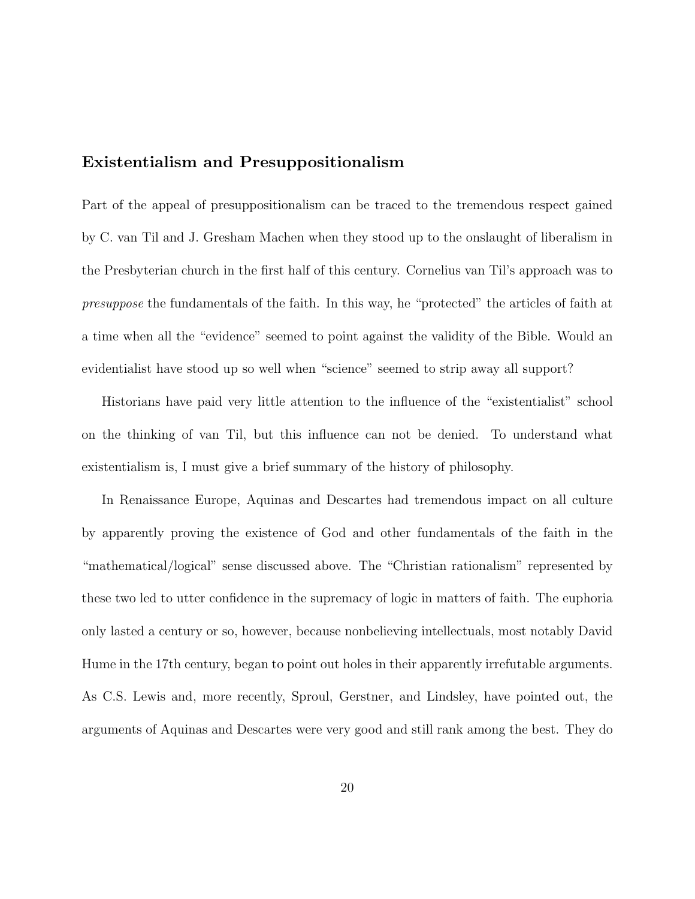## Existentialism and Presuppositionalism

Part of the appeal of presuppositionalism can be traced to the tremendous respect gained by C. van Til and J. Gresham Machen when they stood up to the onslaught of liberalism in the Presbyterian church in the first half of this century. Cornelius van Til's approach was to *presuppose* the fundamentals of the faith. In this way, he "protected" the articles of faith at a time when all the "evidence" seemed to point against the validity of the Bible. Would an evidentialist have stood up so well when "science" seemed to strip away all support?

Historians have paid very little attention to the influence of the "existentialist" school on the thinking of van Til, but this influence can not be denied. To understand what existentialism is, I must give a brief summary of the history of philosophy.

In Renaissance Europe, Aquinas and Descartes had tremendous impact on all culture by apparently proving the existence of God and other fundamentals of the faith in the "mathematical/logical" sense discussed above. The "Christian rationalism" represented by these two led to utter confidence in the supremacy of logic in matters of faith. The euphoria only lasted a century or so, however, because nonbelieving intellectuals, most notably David Hume in the 17th century, began to point out holes in their apparently irrefutable arguments. As C.S. Lewis and, more recently, Sproul, Gerstner, and Lindsley, have pointed out, the arguments of Aquinas and Descartes were very good and still rank among the best. They do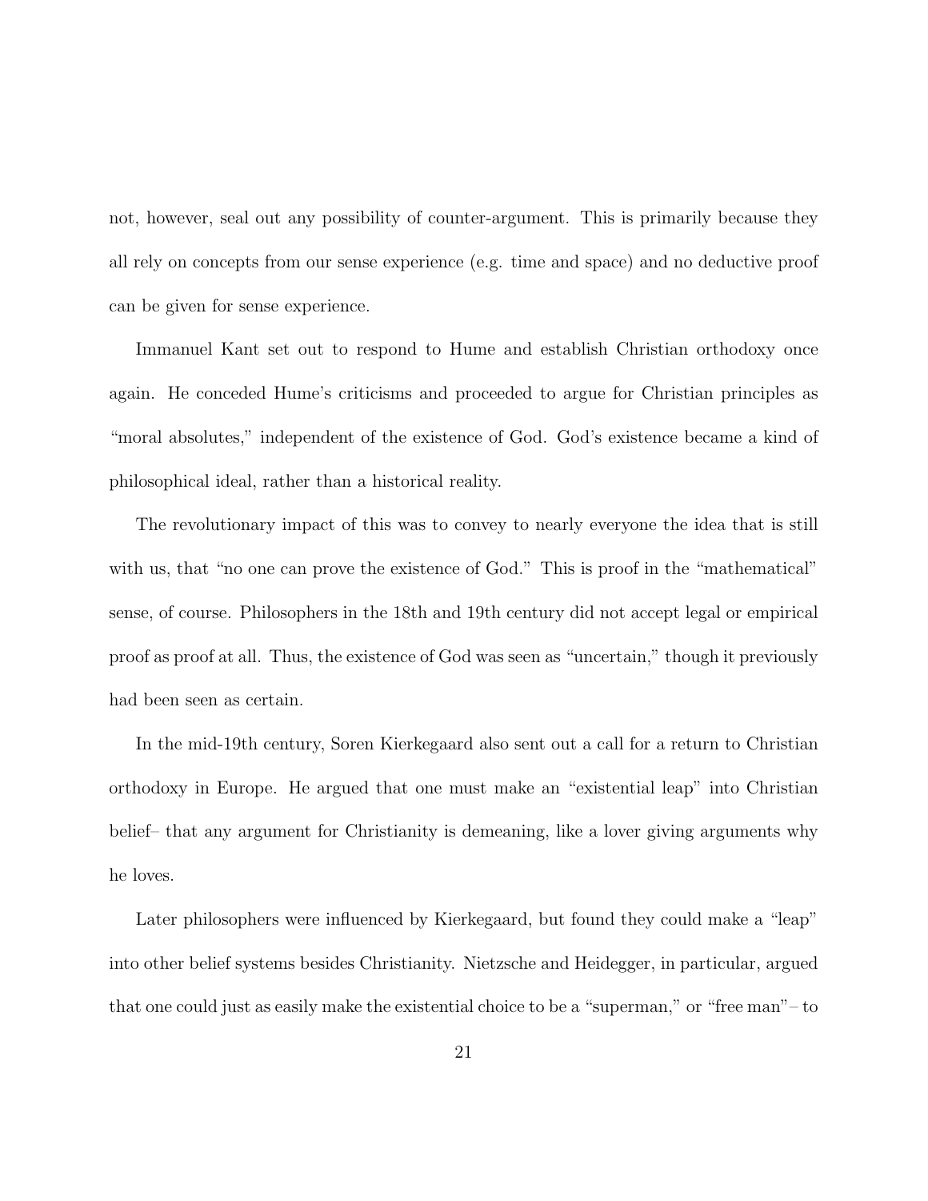not, however, seal out any possibility of counter-argument. This is primarily because they all rely on concepts from our sense experience (e.g. time and space) and no deductive proof can be given for sense experience.

Immanuel Kant set out to respond to Hume and establish Christian orthodoxy once again. He conceded Hume's criticisms and proceeded to argue for Christian principles as "moral absolutes," independent of the existence of God. God's existence became a kind of philosophical ideal, rather than a historical reality.

The revolutionary impact of this was to convey to nearly everyone the idea that is still with us, that "no one can prove the existence of God." This is proof in the "mathematical" sense, of course. Philosophers in the 18th and 19th century did not accept legal or empirical proof as proof at all. Thus, the existence of God was seen as "uncertain," though it previously had been seen as certain.

In the mid-19th century, Soren Kierkegaard also sent out a call for a return to Christian orthodoxy in Europe. He argued that one must make an "existential leap" into Christian belief– that any argument for Christianity is demeaning, like a lover giving arguments why he loves.

Later philosophers were influenced by Kierkegaard, but found they could make a "leap" into other belief systems besides Christianity. Nietzsche and Heidegger, in particular, argued that one could just as easily make the existential choice to be a "superman," or "free man"– to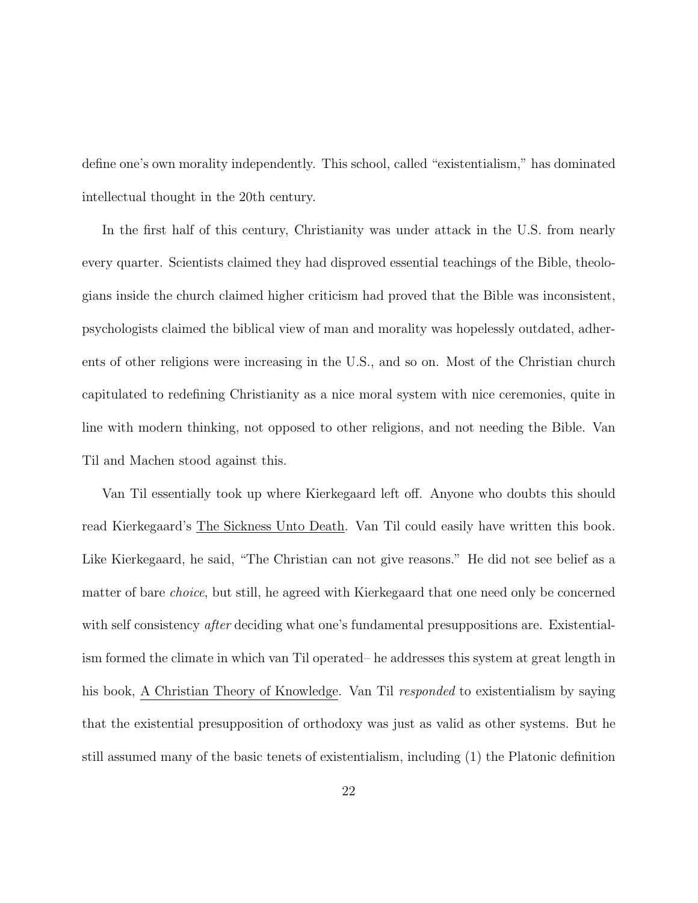define one's own morality independently. This school, called "existentialism," has dominated intellectual thought in the 20th century.

In the first half of this century, Christianity was under attack in the U.S. from nearly every quarter. Scientists claimed they had disproved essential teachings of the Bible, theologians inside the church claimed higher criticism had proved that the Bible was inconsistent, psychologists claimed the biblical view of man and morality was hopelessly outdated, adherents of other religions were increasing in the U.S., and so on. Most of the Christian church capitulated to redefining Christianity as a nice moral system with nice ceremonies, quite in line with modern thinking, not opposed to other religions, and not needing the Bible. Van Til and Machen stood against this.

Van Til essentially took up where Kierkegaard left off. Anyone who doubts this should read Kierkegaard's The Sickness Unto Death. Van Til could easily have written this book. Like Kierkegaard, he said, "The Christian can not give reasons." He did not see belief as a matter of bare *choice*, but still, he agreed with Kierkegaard that one need only be concerned with self consistency *after* deciding what one's fundamental presuppositions are. Existentialism formed the climate in which van Til operated– he addresses this system at great length in his book, A Christian Theory of Knowledge. Van Til *responded* to existentialism by saying that the existential presupposition of orthodoxy was just as valid as other systems. But he still assumed many of the basic tenets of existentialism, including (1) the Platonic definition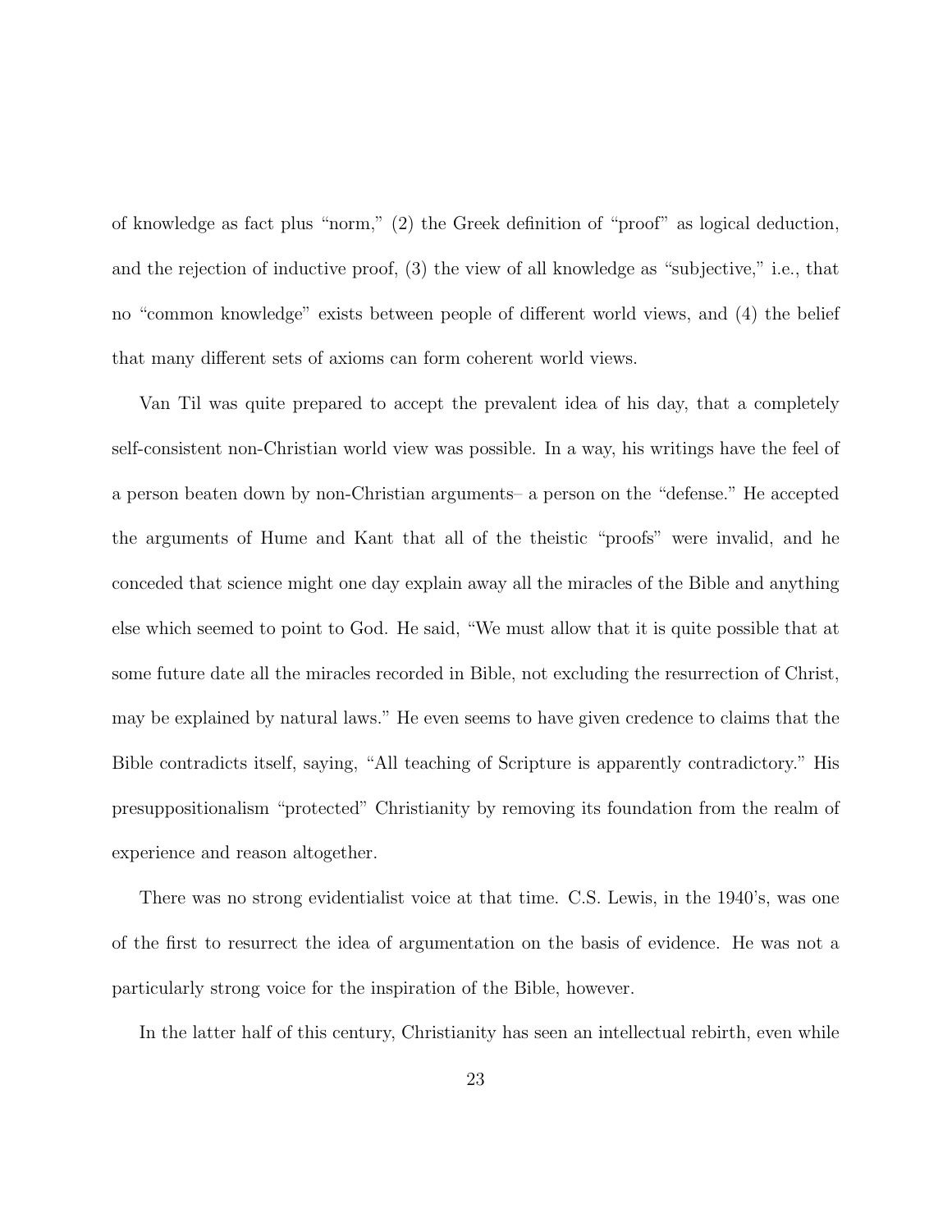of knowledge as fact plus "norm," (2) the Greek definition of "proof" as logical deduction, and the rejection of inductive proof, (3) the view of all knowledge as "subjective," i.e., that no "common knowledge" exists between people of different world views, and (4) the belief that many different sets of axioms can form coherent world views.

Van Til was quite prepared to accept the prevalent idea of his day, that a completely self-consistent non-Christian world view was possible. In a way, his writings have the feel of a person beaten down by non-Christian arguments– a person on the "defense." He accepted the arguments of Hume and Kant that all of the theistic "proofs" were invalid, and he conceded that science might one day explain away all the miracles of the Bible and anything else which seemed to point to God. He said, "We must allow that it is quite possible that at some future date all the miracles recorded in Bible, not excluding the resurrection of Christ, may be explained by natural laws." He even seems to have given credence to claims that the Bible contradicts itself, saying, "All teaching of Scripture is apparently contradictory." His presuppositionalism "protected" Christianity by removing its foundation from the realm of experience and reason altogether.

There was no strong evidentialist voice at that time. C.S. Lewis, in the 1940's, was one of the first to resurrect the idea of argumentation on the basis of evidence. He was not a particularly strong voice for the inspiration of the Bible, however.

In the latter half of this century, Christianity has seen an intellectual rebirth, even while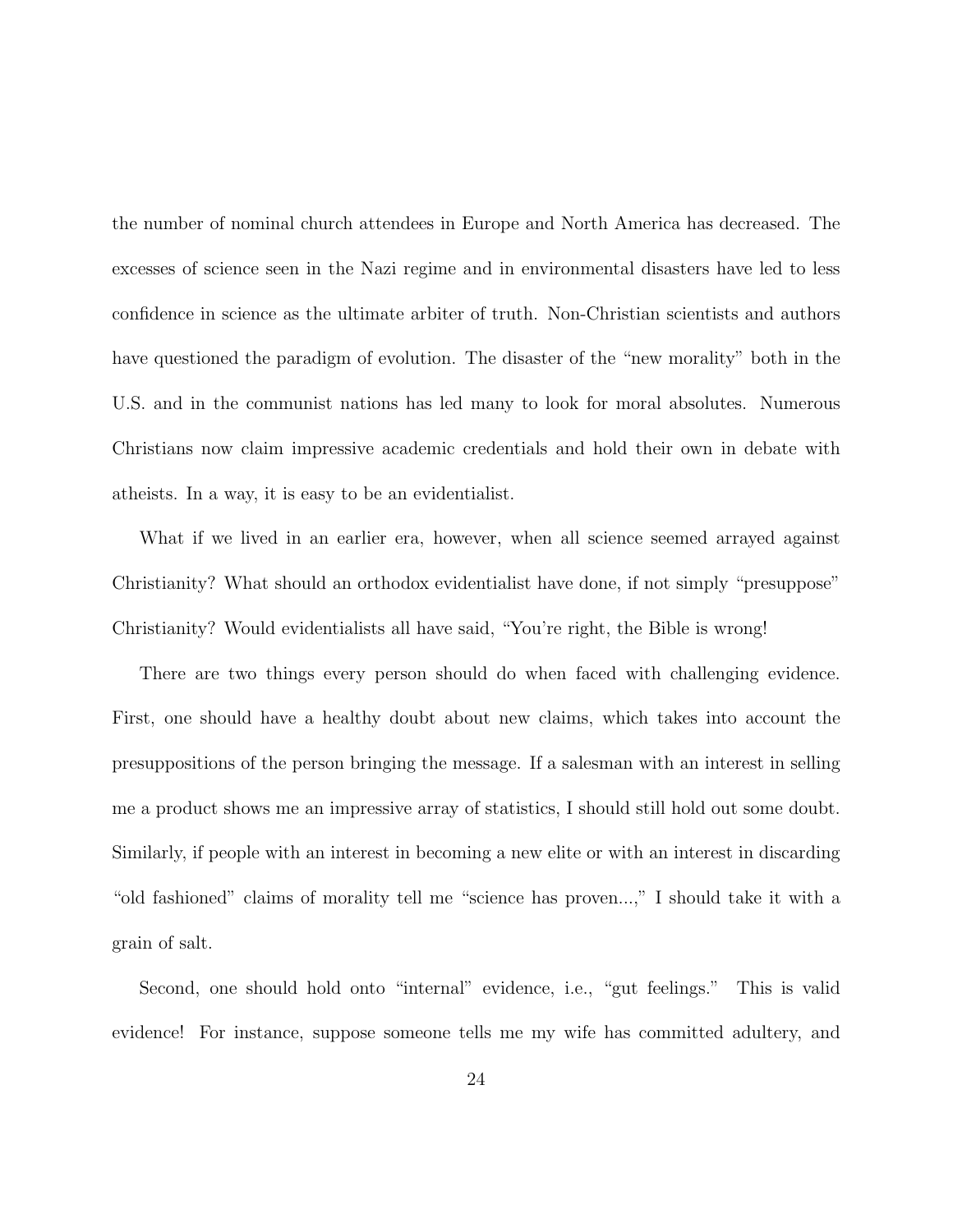the number of nominal church attendees in Europe and North America has decreased. The excesses of science seen in the Nazi regime and in environmental disasters have led to less confidence in science as the ultimate arbiter of truth. Non-Christian scientists and authors have questioned the paradigm of evolution. The disaster of the "new morality" both in the U.S. and in the communist nations has led many to look for moral absolutes. Numerous Christians now claim impressive academic credentials and hold their own in debate with atheists. In a way, it is easy to be an evidentialist.

What if we lived in an earlier era, however, when all science seemed arrayed against Christianity? What should an orthodox evidentialist have done, if not simply "presuppose" Christianity? Would evidentialists all have said, "You're right, the Bible is wrong!

There are two things every person should do when faced with challenging evidence. First, one should have a healthy doubt about new claims, which takes into account the presuppositions of the person bringing the message. If a salesman with an interest in selling me a product shows me an impressive array of statistics, I should still hold out some doubt. Similarly, if people with an interest in becoming a new elite or with an interest in discarding "old fashioned" claims of morality tell me "science has proven...," I should take it with a grain of salt.

Second, one should hold onto "internal" evidence, i.e., "gut feelings." This is valid evidence! For instance, suppose someone tells me my wife has committed adultery, and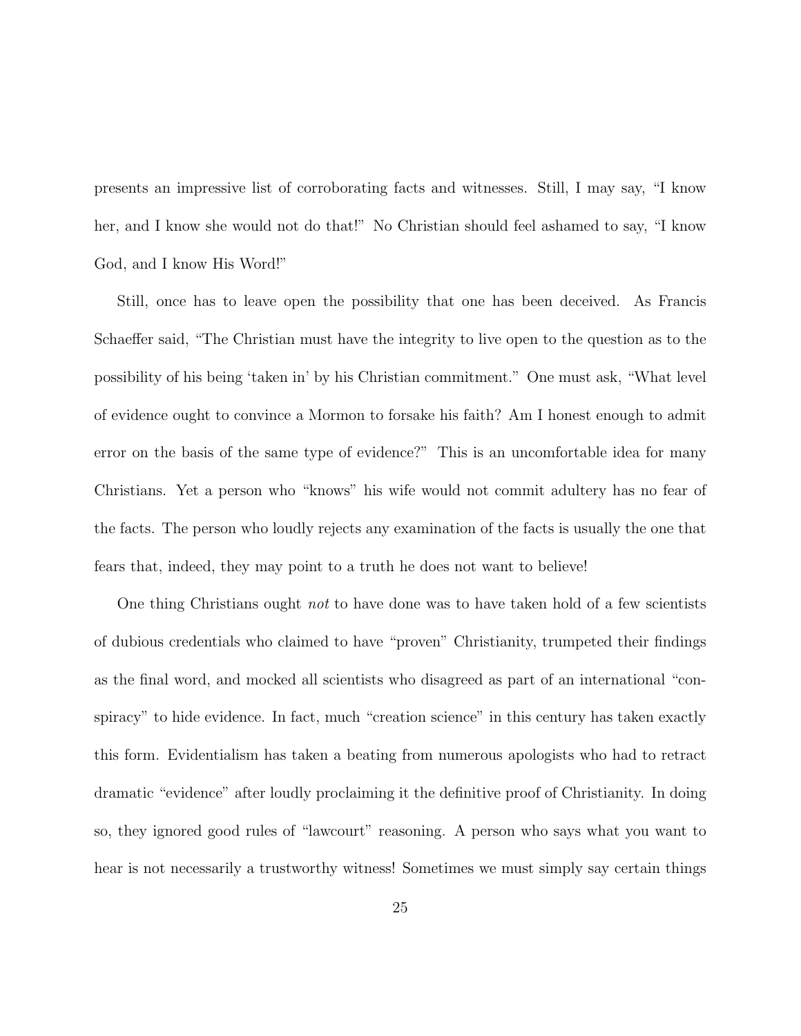presents an impressive list of corroborating facts and witnesses. Still, I may say, "I know her, and I know she would not do that!" No Christian should feel ashamed to say, "I know God, and I know His Word!"

Still, once has to leave open the possibility that one has been deceived. As Francis Schaeffer said, "The Christian must have the integrity to live open to the question as to the possibility of his being 'taken in' by his Christian commitment." One must ask, "What level of evidence ought to convince a Mormon to forsake his faith? Am I honest enough to admit error on the basis of the same type of evidence?" This is an uncomfortable idea for many Christians. Yet a person who "knows" his wife would not commit adultery has no fear of the facts. The person who loudly rejects any examination of the facts is usually the one that fears that, indeed, they may point to a truth he does not want to believe!

One thing Christians ought *not* to have done was to have taken hold of a few scientists of dubious credentials who claimed to have "proven" Christianity, trumpeted their findings as the final word, and mocked all scientists who disagreed as part of an international "conspiracy" to hide evidence. In fact, much "creation science" in this century has taken exactly this form. Evidentialism has taken a beating from numerous apologists who had to retract dramatic "evidence" after loudly proclaiming it the definitive proof of Christianity. In doing so, they ignored good rules of "lawcourt" reasoning. A person who says what you want to hear is not necessarily a trustworthy witness! Sometimes we must simply say certain things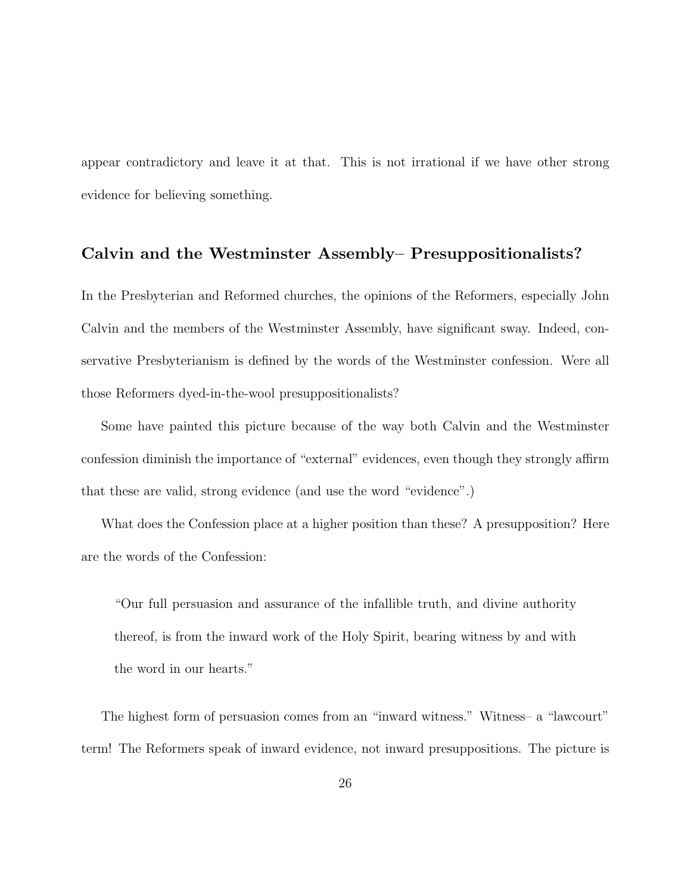appear contradictory and leave it at that. This is not irrational if we have other strong evidence for believing something.

## Calvin and the Westminster Assembly– Presuppositionalists?

In the Presbyterian and Reformed churches, the opinions of the Reformers, especially John Calvin and the members of the Westminster Assembly, have significant sway. Indeed, conservative Presbyterianism is defined by the words of the Westminster confession. Were all those Reformers dyed-in-the-wool presuppositionalists?

Some have painted this picture because of the way both Calvin and the Westminster confession diminish the importance of "external" evidences, even though they strongly affirm that these are valid, strong evidence (and use the word "evidence".)

What does the Confession place at a higher position than these? A presupposition? Here are the words of the Confession:

> "Our full persuasion and assurance of the infallible truth, and divine authority thereof, is from the inward work of the Holy Spirit, bearing witness by and with the word in our hearts."

The highest form of persuasion comes from an "inward witness." Witness– a "lawcourt" term! The Reformers speak of inward evidence, not inward presuppositions. The picture is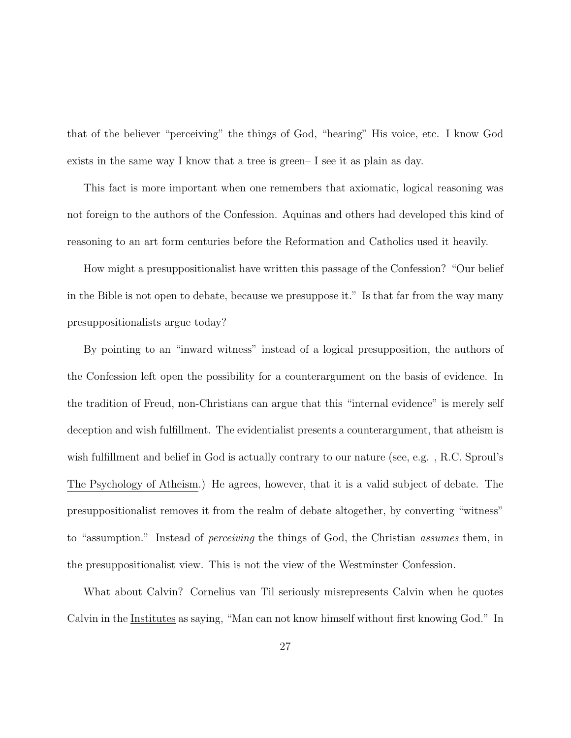that of the believer "perceiving" the things of God, "hearing" His voice, etc. I know God exists in the same way I know that a tree is green– I see it as plain as day.

This fact is more important when one remembers that axiomatic, logical reasoning was not foreign to the authors of the Confession. Aquinas and others had developed this kind of reasoning to an art form centuries before the Reformation and Catholics used it heavily.

How might a presuppositionalist have written this passage of the Confession? "Our belief in the Bible is not open to debate, because we presuppose it." Is that far from the way many presuppositionalists argue today?

By pointing to an "inward witness" instead of a logical presupposition, the authors of the Confession left open the possibility for a counterargument on the basis of evidence. In the tradition of Freud, non-Christians can argue that this "internal evidence" is merely self deception and wish fulfillment. The evidentialist presents a counterargument, that atheism is wish fulfillment and belief in God is actually contrary to our nature (see, e.g. , R.C. Sproul's The Psychology of Atheism.) He agrees, however, that it is a valid subject of debate. The presuppositionalist removes it from the realm of debate altogether, by converting "witness" to "assumption." Instead of *perceiving* the things of God, the Christian *assumes* them, in the presuppositionalist view. This is not the view of the Westminster Confession.

What about Calvin? Cornelius van Til seriously misrepresents Calvin when he quotes Calvin in the Institutes as saying, "Man can not know himself without first knowing God." In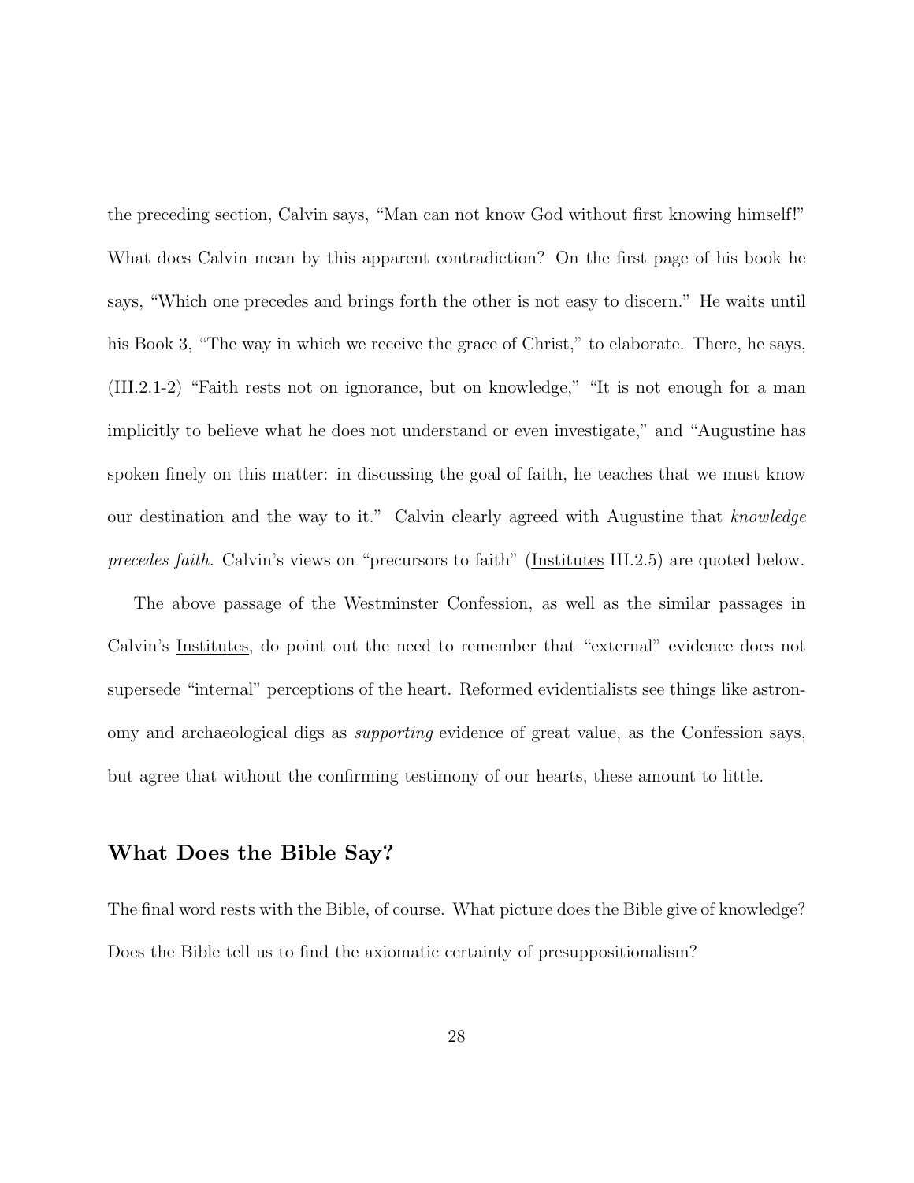the preceding section, Calvin says, "Man can not know God without first knowing himself!" What does Calvin mean by this apparent contradiction? On the first page of his book he says, "Which one precedes and brings forth the other is not easy to discern." He waits until his Book 3, "The way in which we receive the grace of Christ," to elaborate. There, he says, (III.2.1-2) "Faith rests not on ignorance, but on knowledge," "It is not enough for a man implicitly to believe what he does not understand or even investigate," and "Augustine has spoken finely on this matter: in discussing the goal of faith, he teaches that we must know our destination and the way to it." Calvin clearly agreed with Augustine that *knowledge precedes faith.* Calvin's views on "precursors to faith" (Institutes III.2.5) are quoted below.

The above passage of the Westminster Confession, as well as the similar passages in Calvin's Institutes, do point out the need to remember that "external" evidence does not supersede "internal" perceptions of the heart. Reformed evidentialists see things like astronomy and archaeological digs as *supporting* evidence of great value, as the Confession says, but agree that without the confirming testimony of our hearts, these amount to little.

## What Does the Bible Say?

The final word rests with the Bible, of course. What picture does the Bible give of knowledge? Does the Bible tell us to find the axiomatic certainty of presuppositionalism?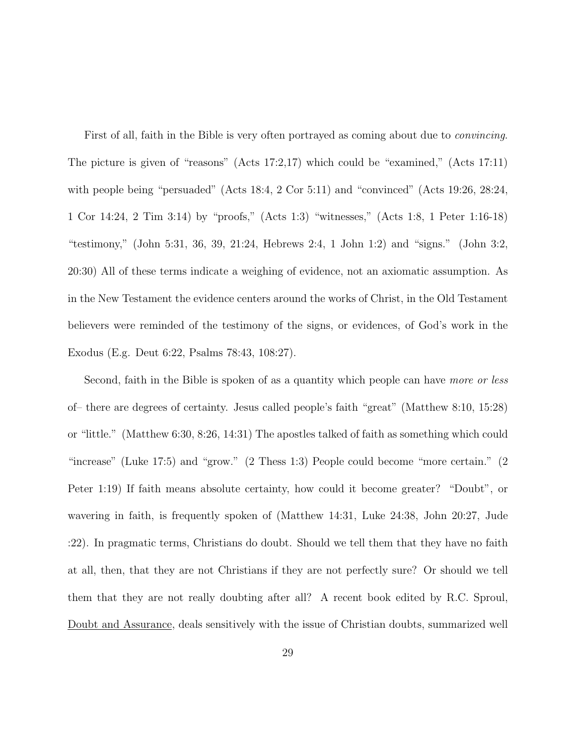First of all, faith in the Bible is very often portrayed as coming about due to *convincing*. The picture is given of "reasons" (Acts 17:2,17) which could be "examined," (Acts 17:11) with people being "persuaded" (Acts 18:4, 2 Cor 5:11) and "convinced" (Acts 19:26, 28:24, 1 Cor 14:24, 2 Tim 3:14) by "proofs," (Acts 1:3) "witnesses," (Acts 1:8, 1 Peter 1:16-18) "testimony," (John 5:31, 36, 39, 21:24, Hebrews 2:4, 1 John 1:2) and "signs." (John 3:2, 20:30) All of these terms indicate a weighing of evidence, not an axiomatic assumption. As in the New Testament the evidence centers around the works of Christ, in the Old Testament believers were reminded of the testimony of the signs, or evidences, of God's work in the Exodus (E.g. Deut 6:22, Psalms 78:43, 108:27).

Second, faith in the Bible is spoken of as a quantity which people can have *more or less* of– there are degrees of certainty. Jesus called people's faith "great" (Matthew 8:10, 15:28) or "little." (Matthew 6:30, 8:26, 14:31) The apostles talked of faith as something which could "increase" (Luke 17:5) and "grow." (2 Thess 1:3) People could become "more certain." (2 Peter 1:19) If faith means absolute certainty, how could it become greater? "Doubt", or wavering in faith, is frequently spoken of (Matthew 14:31, Luke 24:38, John 20:27, Jude :22). In pragmatic terms, Christians do doubt. Should we tell them that they have no faith at all, then, that they are not Christians if they are not perfectly sure? Or should we tell them that they are not really doubting after all? A recent book edited by R.C. Sproul, <u>Doubt and Assurance</u>, deals sensitively with the issue of Christian doubts, summarized well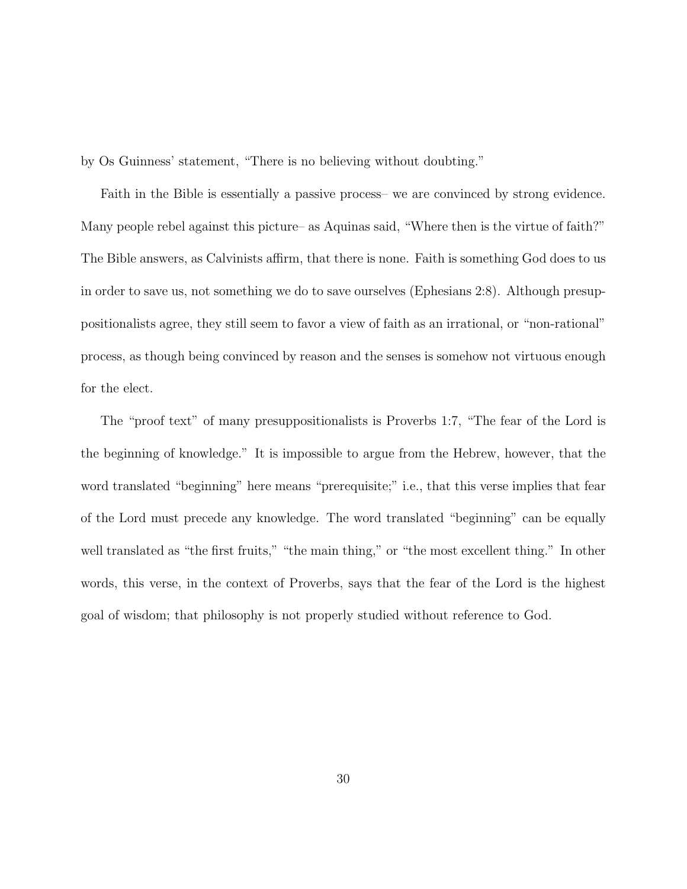by Os Guinness' statement, "There is no believing without doubting."

Faith in the Bible is essentially a passive process– we are convinced by strong evidence. Many people rebel against this picture– as Aquinas said, "Where then is the virtue of faith?" The Bible answers, as Calvinists affirm, that there is none. Faith is something God does to us in order to save us, not something we do to save ourselves (Ephesians 2:8). Although presuppositionalists agree, they still seem to favor a view of faith as an irrational, or "non-rational" process, as though being convinced by reason and the senses is somehow not virtuous enough for the elect.

The "proof text" of many presuppositionalists is Proverbs 1:7, "The fear of the Lord is the beginning of knowledge." It is impossible to argue from the Hebrew, however, that the word translated "beginning" here means "prerequisite;" i.e., that this verse implies that fear of the Lord must precede any knowledge. The word translated "beginning" can be equally well translated as "the first fruits," "the main thing," or "the most excellent thing." In other words, this verse, in the context of Proverbs, says that the fear of the Lord is the highest goal of wisdom; that philosophy is not properly studied without reference to God.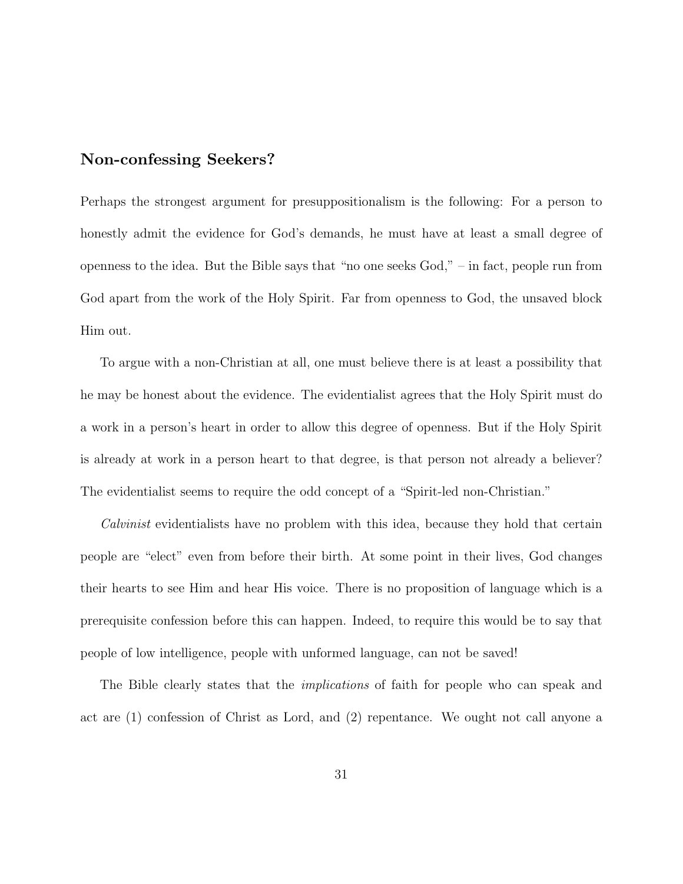## Non-confessing Seekers?

Perhaps the strongest argument for presuppositionalism is the following: For a person to honestly admit the evidence for God's demands, he must have at least a small degree of openness to the idea. But the Bible says that "no one seeks God," – in fact, people run from God apart from the work of the Holy Spirit. Far from openness to God, the unsaved block Him out.

To argue with a non-Christian at all, one must believe there is at least a possibility that he may be honest about the evidence. The evidentialist agrees that the Holy Spirit must do a work in a person's heart in order to allow this degree of openness. But if the Holy Spirit is already at work in a person heart to that degree, is that person not already a believer? The evidentialist seems to require the odd concept of a "Spirit-led non-Christian."

*Calvinist* evidentialists have no problem with this idea, because they hold that certain people are "elect" even from before their birth. At some point in their lives, God changes their hearts to see Him and hear His voice. There is no proposition of language which is a prerequisite confession before this can happen. Indeed, to require this would be to say that people of low intelligence, people with unformed language, can not be saved!

The Bible clearly states that the *implications* of faith for people who can speak and act are (1) confession of Christ as Lord, and (2) repentance. We ought not call anyone a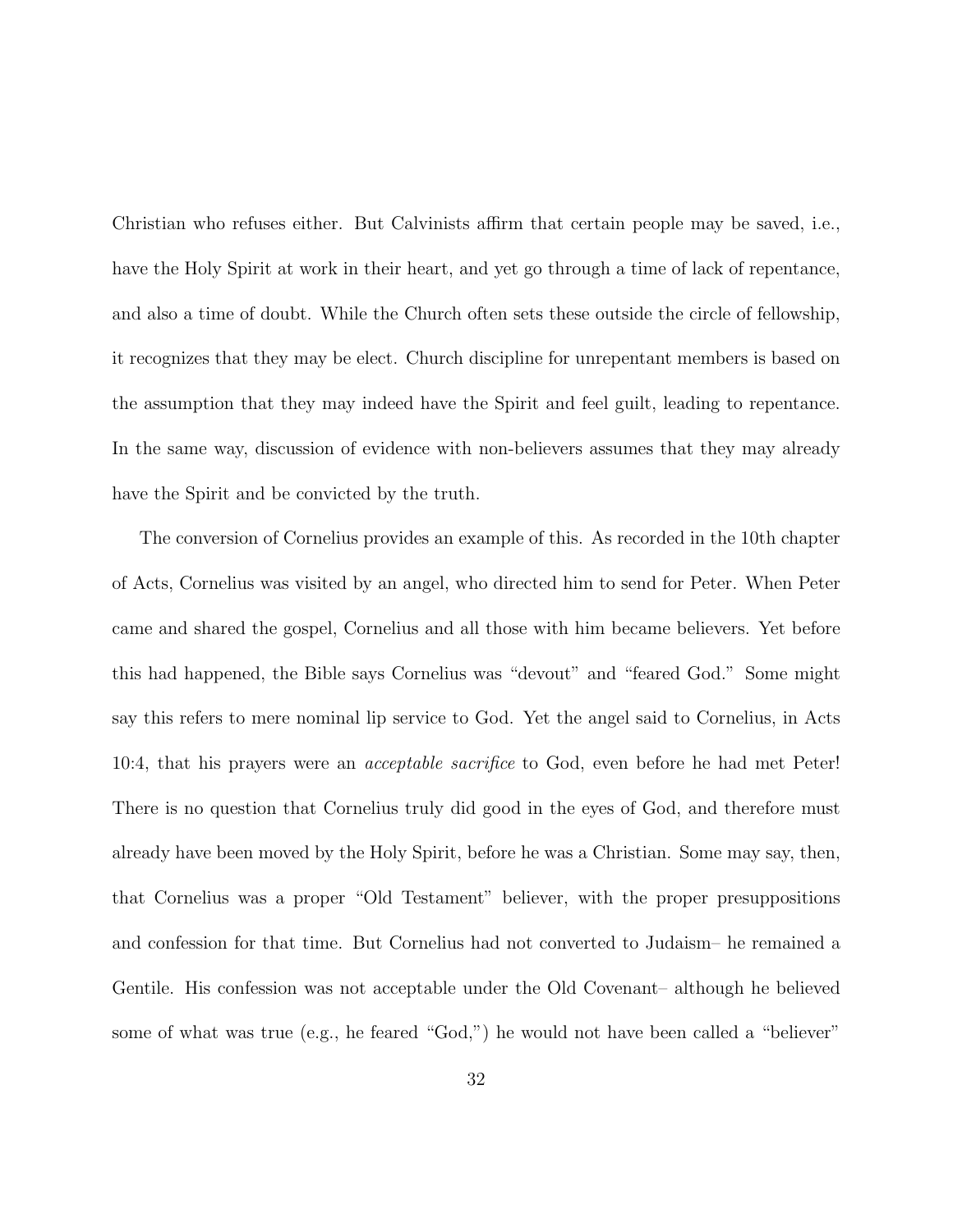Christian who refuses either. But Calvinists affirm that certain people may be saved, i.e., have the Holy Spirit at work in their heart, and yet go through a time of lack of repentance, and also a time of doubt. While the Church often sets these outside the circle of fellowship, it recognizes that they may be elect. Church discipline for unrepentant members is based on the assumption that they may indeed have the Spirit and feel guilt, leading to repentance. In the same way, discussion of evidence with non-believers assumes that they may already have the Spirit and be convicted by the truth.

The conversion of Cornelius provides an example of this. As recorded in the 10th chapter of Acts, Cornelius was visited by an angel, who directed him to send for Peter. When Peter came and shared the gospel, Cornelius and all those with him became believers. Yet before this had happened, the Bible says Cornelius was "devout" and "feared God." Some might say this refers to mere nominal lip service to God. Yet the angel said to Cornelius, in Acts 10:4, that his prayers were an *acceptable sacrifice* to God, even before he had met Peter! There is no question that Cornelius truly did good in the eyes of God, and therefore must already have been moved by the Holy Spirit, before he was a Christian. Some may say, then, that Cornelius was a proper "Old Testament" believer, with the proper presuppositions and confession for that time. But Cornelius had not converted to Judaism– he remained a Gentile. His confession was not acceptable under the Old Covenant– although he believed some of what was true (e.g., he feared "God,") he would not have been called a "believer"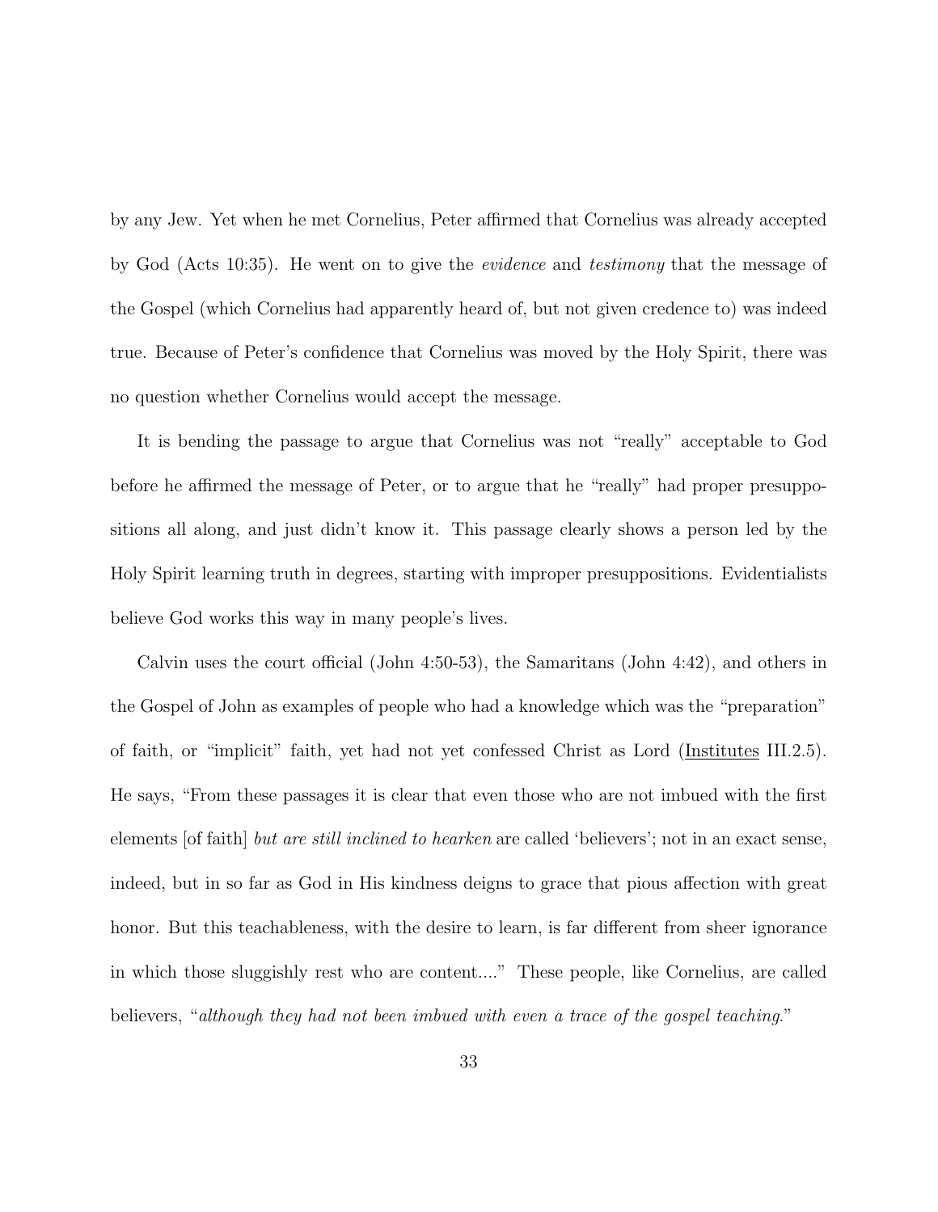by any Jew. Yet when he met Cornelius, Peter affirmed that Cornelius was already accepted by God (Acts 10:35). He went on to give the *evidence* and *testimony* that the message of the Gospel (which Cornelius had apparently heard of, but not given credence to) was indeed true. Because of Peter's confidence that Cornelius was moved by the Holy Spirit, there was no question whether Cornelius would accept the message.

It is bending the passage to argue that Cornelius was not "really" acceptable to God before he affirmed the message of Peter, or to argue that he "really" had proper presuppositions all along, and just didn't know it. This passage clearly shows a person led by the Holy Spirit learning truth in degrees, starting with improper presuppositions. Evidentialists believe God works this way in many people's lives.

Calvin uses the court official (John 4:50-53), the Samaritans (John 4:42), and others in the Gospel of John as examples of people who had a knowledge which was the "preparation" of faith, or "implicit" faith, yet had not yet confessed Christ as Lord (<u>Institutes</u> III.2.5). He says, "From these passages it is clear that even those who are not imbued with the first elements [of faith] *but are still inclined to hearken* are called 'believers'; not in an exact sense, indeed, but in so far as God in His kindness deigns to grace that pious affection with great honor. But this teachableness, with the desire to learn, is far different from sheer ignorance in which those sluggishly rest who are content...." These people, like Cornelius, are called believers, "*although they had not been imbued with even a trace of the gospel teaching.*"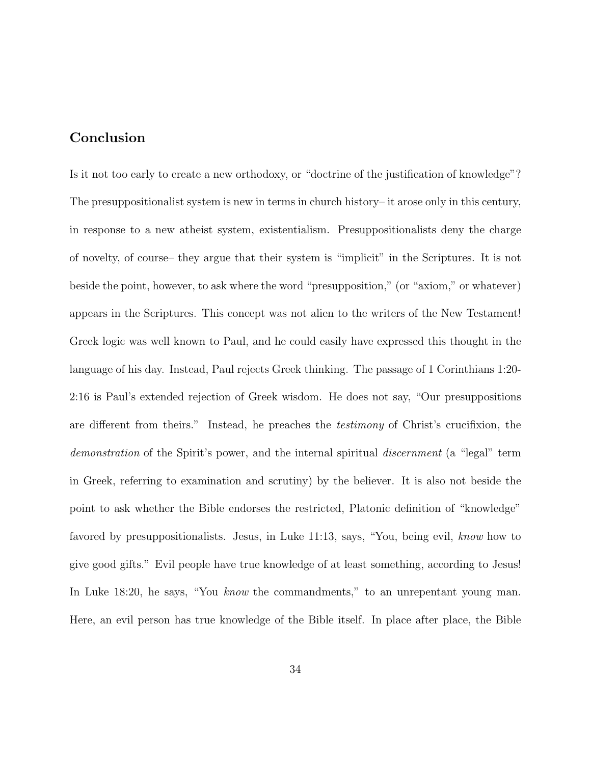## Conclusion

Is it not too early to create a new orthodoxy, or "doctrine of the justification of knowledge"? The presuppositionalist system is new in terms in church history– it arose only in this century, in response to a new atheist system, existentialism. Presuppositionalists deny the charge of novelty, of course– they argue that their system is "implicit" in the Scriptures. It is not beside the point, however, to ask where the word "presupposition," (or "axiom," or whatever) appears in the Scriptures. This concept was not alien to the writers of the New Testament! Greek logic was well known to Paul, and he could easily have expressed this thought in the language of his day. Instead, Paul rejects Greek thinking. The passage of 1 Corinthians 1:20-2:16 is Paul's extended rejection of Greek wisdom. He does not say, "Our presuppositions are different from theirs." Instead, he preaches the *testimony* of Christ's crucifixion, the *demonstration* of the Spirit's power, and the internal spiritual *discernment* (a "legal" term in Greek, referring to examination and scrutiny) by the believer. It is also not beside the point to ask whether the Bible endorses the restricted, Platonic definition of "knowledge" favored by presuppositionalists. Jesus, in Luke 11:13, says, "You, being evil, *know* how to give good gifts." Evil people have true knowledge of at least something, according to Jesus! In Luke 18:20, he says, "You *know* the commandments," to an unrepentant young man. Here, an evil person has true knowledge of the Bible itself. In place after place, the Bible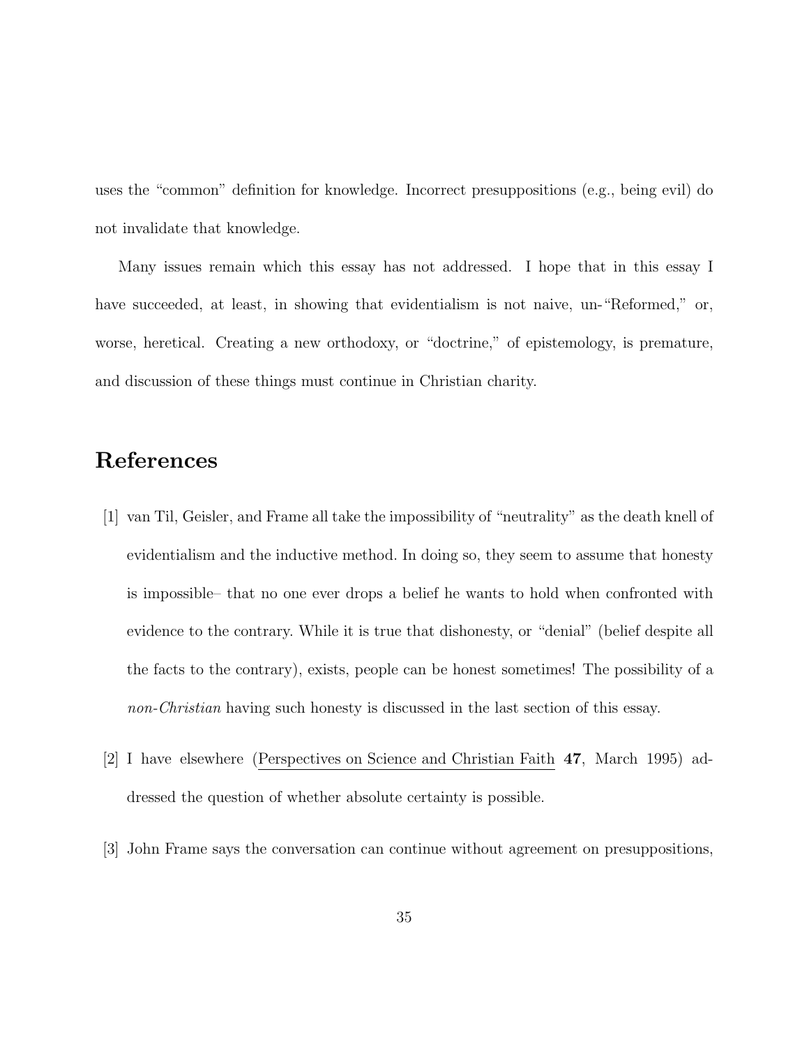uses the "common" definition for knowledge. Incorrect presuppositions (e.g., being evil) do not invalidate that knowledge.

Many issues remain which this essay has not addressed. I hope that in this essay I have succeeded, at least, in showing that evidentialism is not naive, un-"Reformed," or, worse, heretical. Creating a new orthodoxy, or "doctrine," of epistemology, is premature, and discussion of these things must continue in Christian charity.

## References

[1] van Til, Geisler, and Frame all take the impossibility of "neutrality" as the death knell of evidentialism and the inductive method. In doing so, they seem to assume that honesty is impossible– that no one ever drops a belief he wants to hold when confronted with evidence to the contrary. While it is true that dishonesty, or "denial" (belief despite all the facts to the contrary), exists, people can be honest sometimes! The possibility of a *non-Christian* having such honesty is discussed in the last section of this essay.

[2] I have elsewhere (Perspectives on Science and Christian Faith **47**, March 1995) addressed the question of whether absolute certainty is possible.

[3] John Frame says the conversation can continue without agreement on presuppositions,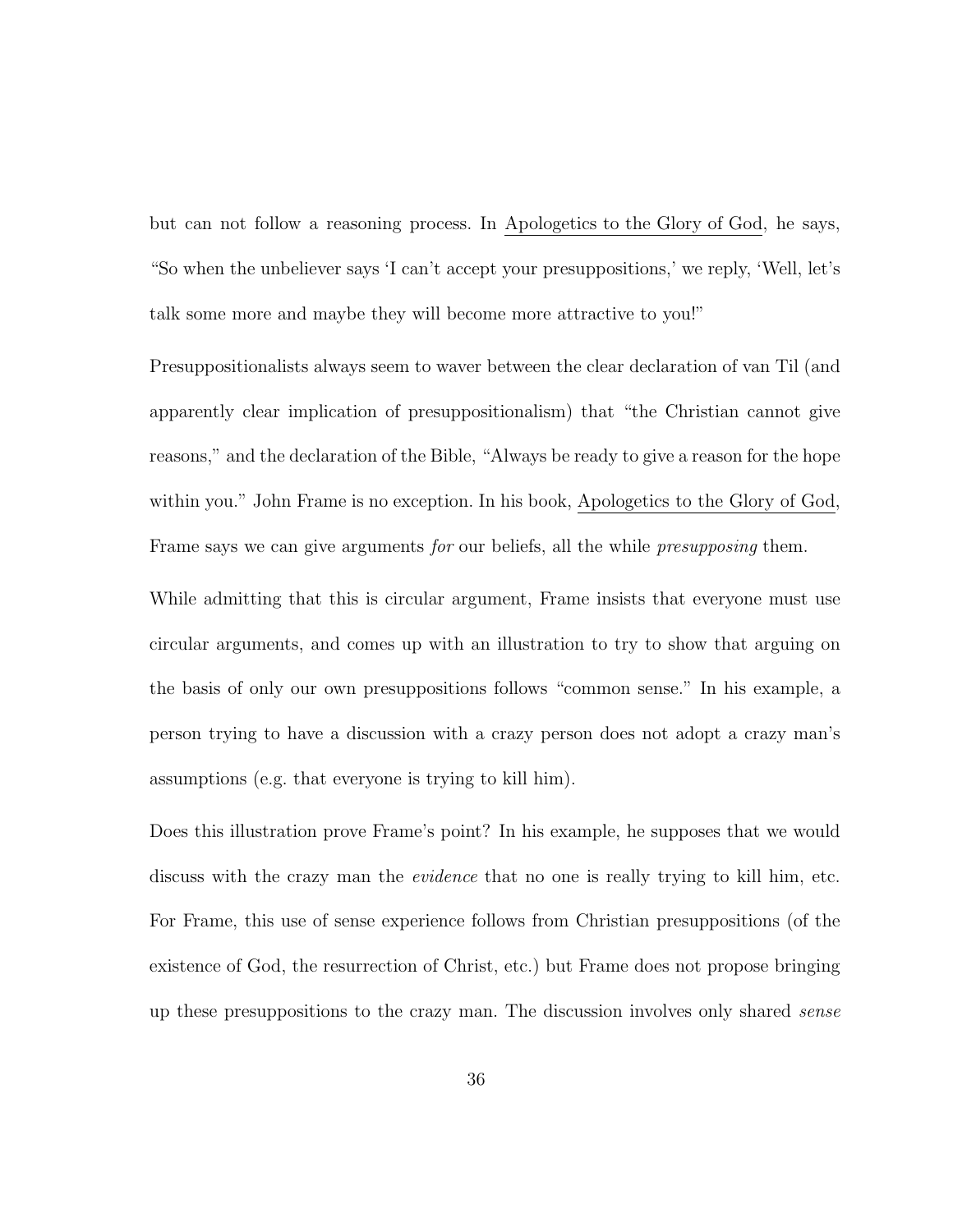but can not follow a reasoning process. In Apologetics to the Glory of God, he says, "So when the unbeliever says 'I can't accept your presuppositions,' we reply, 'Well, let's talk some more and maybe they will become more attractive to you!"

Presuppositionalists always seem to waver between the clear declaration of van Til (and apparently clear implication of presuppositionalism) that "the Christian cannot give reasons," and the declaration of the Bible, "Always be ready to give a reason for the hope within you." John Frame is no exception. In his book, Apologetics to the Glory of God, Frame says we can give arguments *for* our beliefs, all the while *presupposing* them.

While admitting that this is circular argument, Frame insists that everyone must use circular arguments, and comes up with an illustration to try to show that arguing on the basis of only our own presuppositions follows "common sense." In his example, a person trying to have a discussion with a crazy person does not adopt a crazy man's assumptions (e.g. that everyone is trying to kill him).

Does this illustration prove Frame's point? In his example, he supposes that we would discuss with the crazy man the *evidence* that no one is really trying to kill him, etc. For Frame, this use of sense experience follows from Christian presuppositions (of the existence of God, the resurrection of Christ, etc.) but Frame does not propose bringing up these presuppositions to the crazy man. The discussion involves only shared *sense*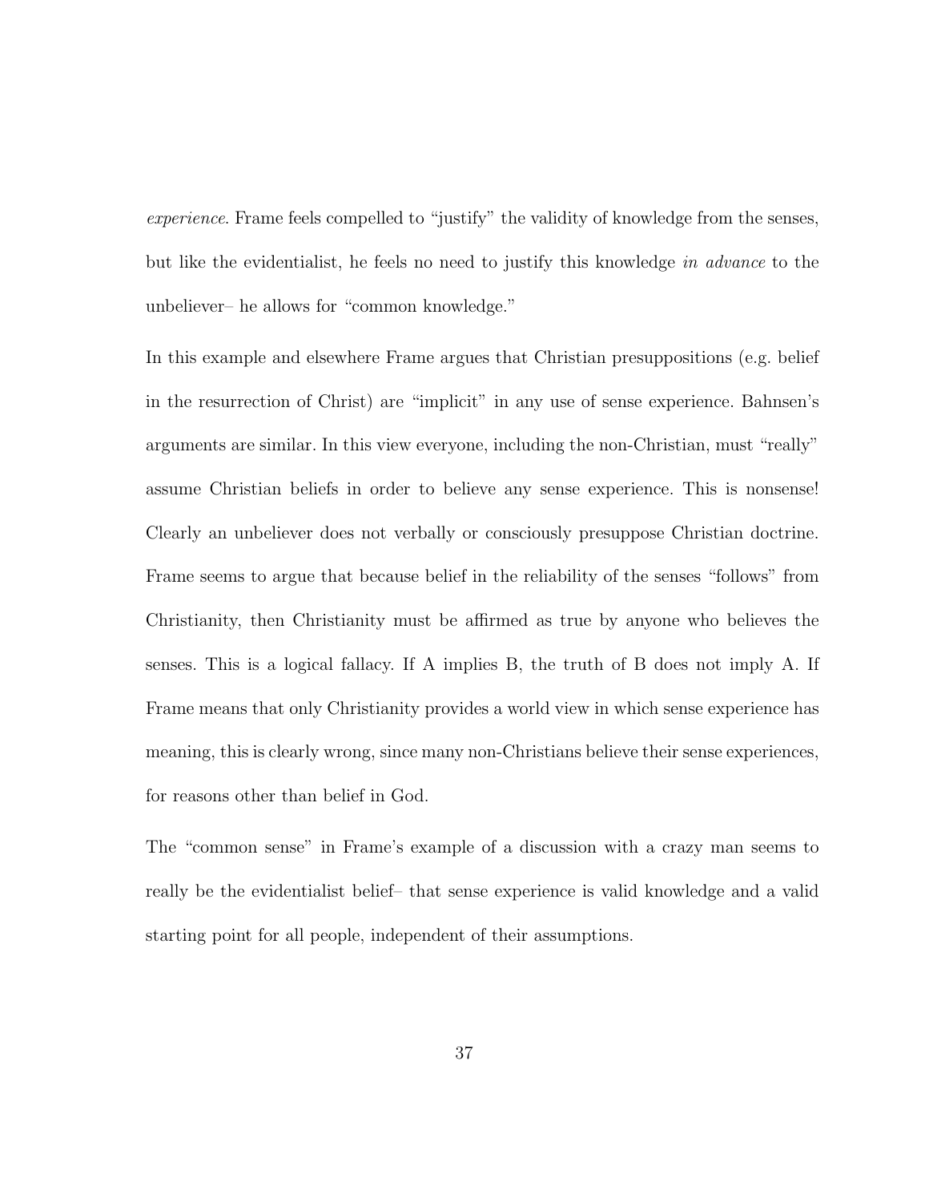*experience*. Frame feels compelled to "justify" the validity of knowledge from the senses, but like the evidentialist, he feels no need to justify this knowledge *in advance* to the unbeliever– he allows for "common knowledge."

In this example and elsewhere Frame argues that Christian presuppositions (e.g. belief in the resurrection of Christ) are "implicit" in any use of sense experience. Bahnsen's arguments are similar. In this view everyone, including the non-Christian, must "really" assume Christian beliefs in order to believe any sense experience. This is nonsense! Clearly an unbeliever does not verbally or consciously presuppose Christian doctrine. Frame seems to argue that because belief in the reliability of the senses "follows" from Christianity, then Christianity must be affirmed as true by anyone who believes the senses. This is a logical fallacy. If A implies B, the truth of B does not imply A. If Frame means that only Christianity provides a world view in which sense experience has meaning, this is clearly wrong, since many non-Christians believe their sense experiences, for reasons other than belief in God.

The "common sense" in Frame's example of a discussion with a crazy man seems to really be the evidentialist belief– that sense experience is valid knowledge and a valid starting point for all people, independent of their assumptions.